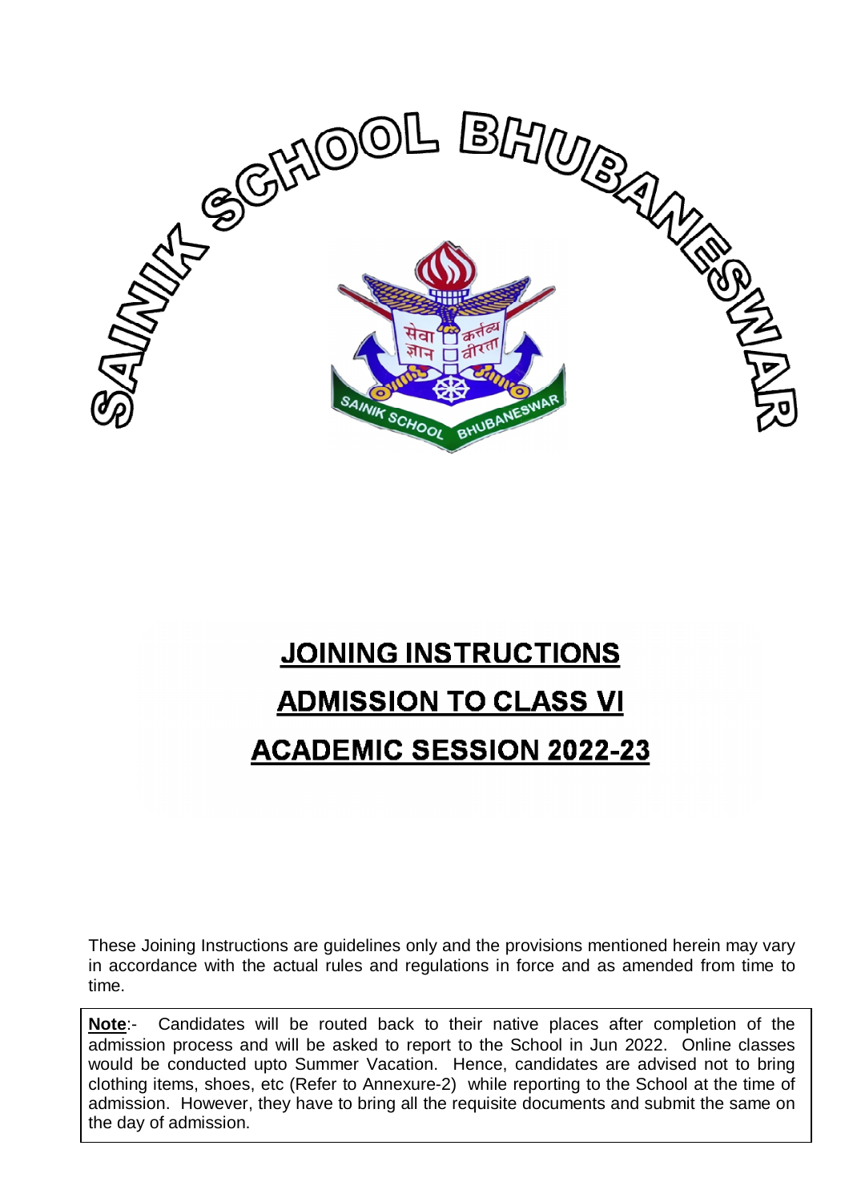# SAINIK SCHOOL BHUBANESWAR

# JOINING INSTRUCTIONS

# ADMISSION TO CLASS VI

# ACADEMIC SESSION 2022-23

These Joining Instructions are guidelines only and the provisions mentioned herein may vary in accordance with the actual rules and regulations in force and as amended from time to time.

**Note**:- Candidates will be routed back to their native places after completion of the admission process and will be asked to report to the School in Jun 2022. Online classes would be conducted upto Summer Vacation. Hence, candidates are advised not to bring clothing items, shoes, etc (Refer to Annexure-2) while reporting to the School at the time of admission. However, they have to bring all the requisite documents and submit the same on the day of admission.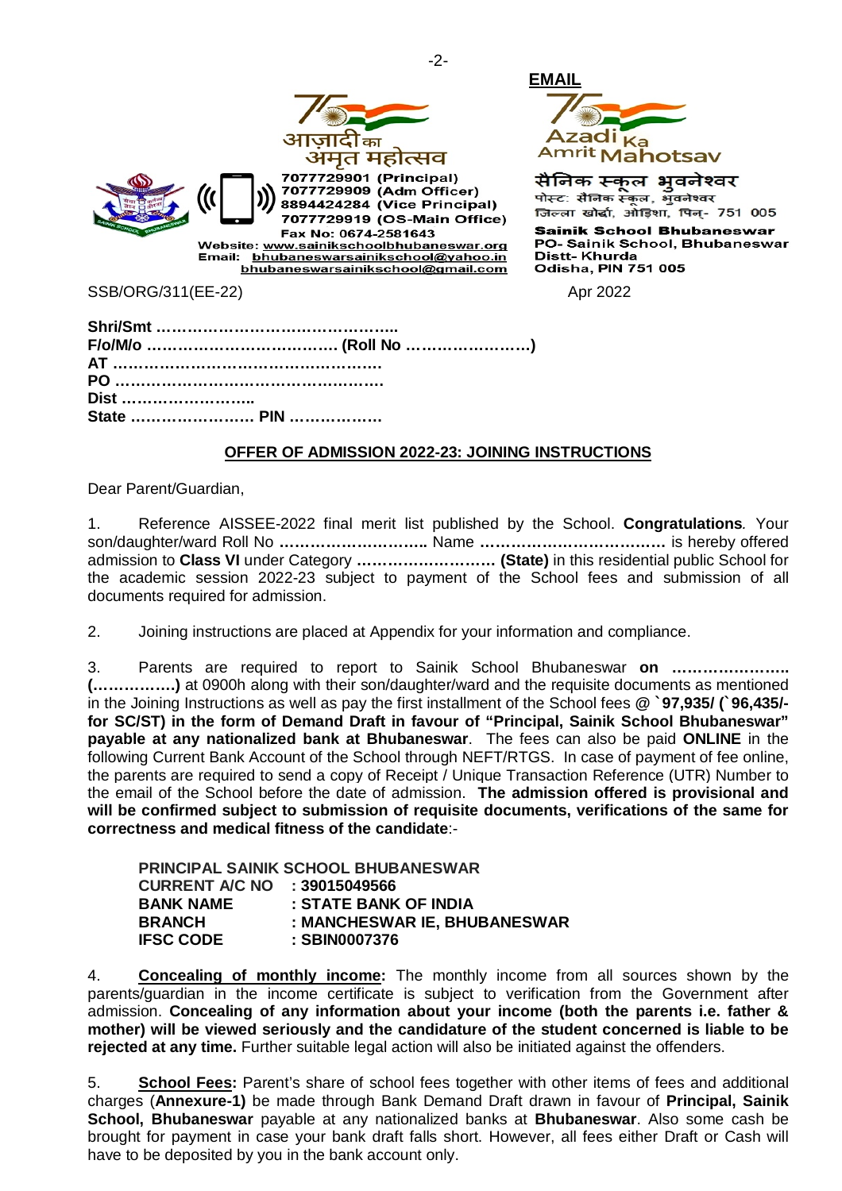**EMAIL**

आज़ादी का अमृत महोत्सव

7077729901 (Principal)
7077729909 (Adm Officer)
8894424284 (Vice Principal)
7077729919 (OS-Main Office)
Fax No: 0674-2581643
Website: www.sainikschoolbhubaneswar.org
Email: bhubaneswarsainikschool@yahoo.in
bhubaneswarsainikschool@gmail.com

Azadi Ka Amrit Mahotsav

सैनिक स्कूल भुवनेश्वर
पोस्ट: सैनिक स्कूल, भुवनेश्वर
जिल्ला खोर्धा, ओड़िशा, पिन्- 751 005

**Sainik School Bhubaneswar**
**PO- Sainik School, Bhubaneswar**
**Distt- Khurda**
**Odisha, PIN 751 005**

SSB/ORG/311(EE-22) Apr 2022

**Shri/Smt ………………………………………..**
**F/o/M/o ……………………………… (Roll No ……………………)**
**AT ……………………………………………**
**PO ……………………………………………**
**Dist ……………………..**
**State …………………… PIN ………………**

## OFFER OF ADMISSION 2022-23: JOINING INSTRUCTIONS

Dear Parent/Guardian,

1. Reference AISSEE-2022 final merit list published by the School. **Congratulations**. Your son/daughter/ward Roll No **………………………..** Name **………………………………** is hereby offered admission to **Class VI** under Category **……………………… (State)** in this residential public School for the academic session 2022-23 subject to payment of the School fees and submission of all documents required for admission.

2. Joining instructions are placed at Appendix for your information and compliance.

3. Parents are required to report to Sainik School Bhubaneswar **on ………………….. (…………….)** at 0900h along with their son/daughter/ward and the requisite documents as mentioned in the Joining Instructions as well as pay the first installment of the School fees @ **` 97,935/ (` 96,435/- for SC/ST) in the form of Demand Draft in favour of "Principal, Sainik School Bhubaneswar" payable at any nationalized bank at Bhubaneswar**. The fees can also be paid **ONLINE** in the following Current Bank Account of the School through NEFT/RTGS. In case of payment of fee online, the parents are required to send a copy of Receipt / Unique Transaction Reference (UTR) Number to the email of the School before the date of admission. **The admission offered is provisional and will be confirmed subject to submission of requisite documents, verifications of the same for correctness and medical fitness of the candidate**:-

**PRINCIPAL SAINIK SCHOOL BHUBANESWAR**
**CURRENT A/C NO : 39015049566**
**BANK NAME : STATE BANK OF INDIA**
**BRANCH : MANCHESWAR IE, BHUBANESWAR**
**IFSC CODE : SBIN0007376**

4. **Concealing of monthly income:** The monthly income from all sources shown by the parents/guardian in the income certificate is subject to verification from the Government after admission. **Concealing of any information about your income (both the parents i.e. father & mother) will be viewed seriously and the candidature of the student concerned is liable to be rejected at any time.** Further suitable legal action will also be initiated against the offenders.

5. **School Fees:** Parent's share of school fees together with other items of fees and additional charges (**Annexure-1)** be made through Bank Demand Draft drawn in favour of **Principal, Sainik School, Bhubaneswar** payable at any nationalized banks at **Bhubaneswar**. Also some cash be brought for payment in case your bank draft falls short. However, all fees either Draft or Cash will have to be deposited by you in the bank account only.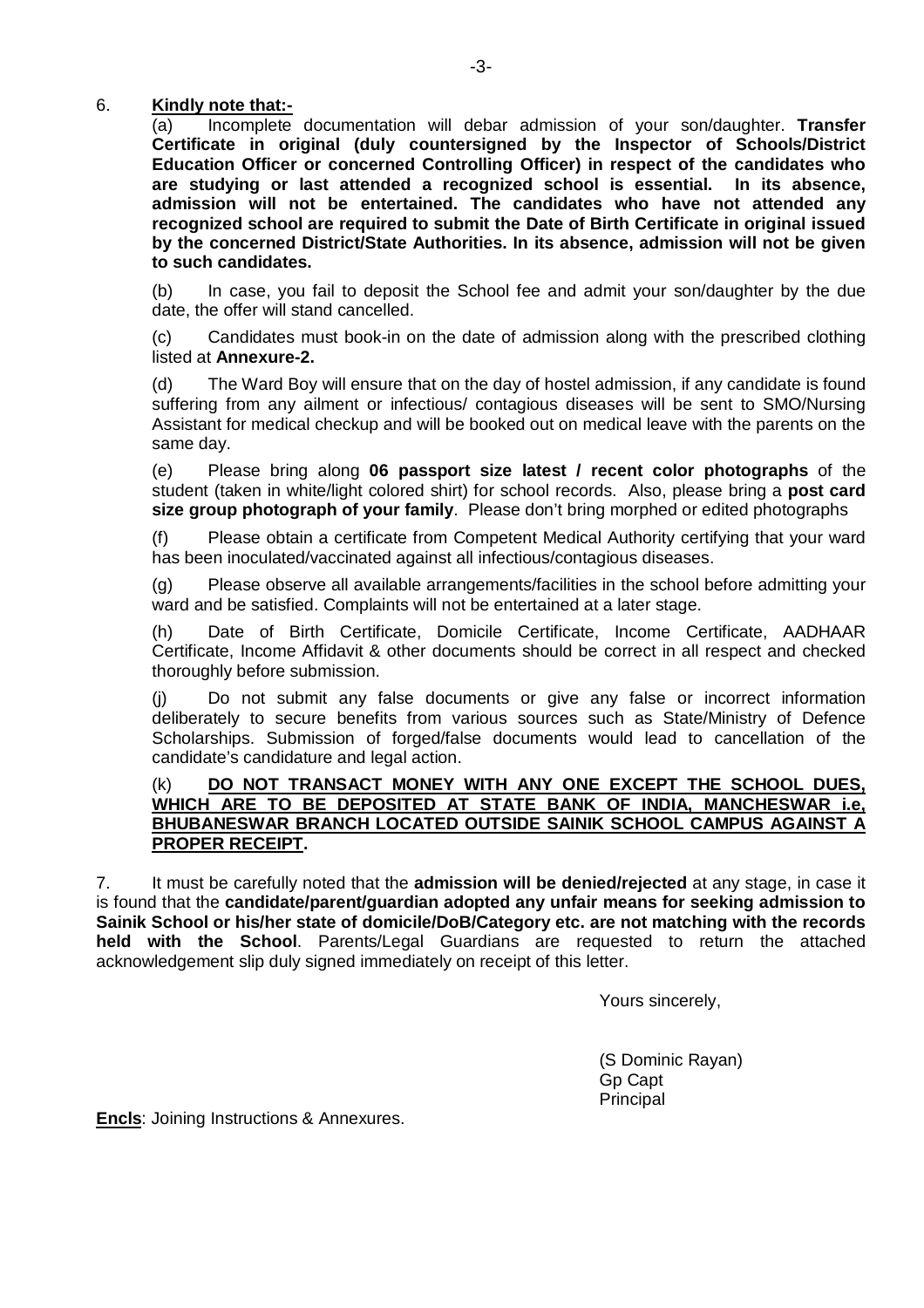6. **Kindly note that:-**

(a) Incomplete documentation will debar admission of your son/daughter. **Transfer Certificate in original (duly countersigned by the Inspector of Schools/District Education Officer or concerned Controlling Officer) in respect of the candidates who are studying or last attended a recognized school is essential. In its absence, admission will not be entertained. The candidates who have not attended any recognized school are required to submit the Date of Birth Certificate in original issued by the concerned District/State Authorities. In its absence, admission will not be given to such candidates.**

(b) In case, you fail to deposit the School fee and admit your son/daughter by the due date, the offer will stand cancelled.

(c) Candidates must book-in on the date of admission along with the prescribed clothing listed at **Annexure-2.**

(d) The Ward Boy will ensure that on the day of hostel admission, if any candidate is found suffering from any ailment or infectious/ contagious diseases will be sent to SMO/Nursing Assistant for medical checkup and will be booked out on medical leave with the parents on the same day.

(e) Please bring along **06 passport size latest / recent color photographs** of the student (taken in white/light colored shirt) for school records. Also, please bring a **post card size group photograph of your family**. Please don't bring morphed or edited photographs

(f) Please obtain a certificate from Competent Medical Authority certifying that your ward has been inoculated/vaccinated against all infectious/contagious diseases.

(g) Please observe all available arrangements/facilities in the school before admitting your ward and be satisfied. Complaints will not be entertained at a later stage.

(h) Date of Birth Certificate, Domicile Certificate, Income Certificate, AADHAAR Certificate, Income Affidavit & other documents should be correct in all respect and checked thoroughly before submission.

(j) Do not submit any false documents or give any false or incorrect information deliberately to secure benefits from various sources such as State/Ministry of Defence Scholarships. Submission of forged/false documents would lead to cancellation of the candidate's candidature and legal action.

(k) **<u>DO NOT TRANSACT MONEY WITH ANY ONE EXCEPT THE SCHOOL DUES, WHICH ARE TO BE DEPOSITED AT STATE BANK OF INDIA, MANCHESWAR i.e, BHUBANESWAR BRANCH LOCATED OUTSIDE SAINIK SCHOOL CAMPUS AGAINST A PROPER RECEIPT</u>.**

7. It must be carefully noted that the **admission will be denied/rejected** at any stage, in case it is found that the **candidate/parent/guardian adopted any unfair means for seeking admission to Sainik School or his/her state of domicile/DoB/Category etc. are not matching with the records held with the School**. Parents/Legal Guardians are requested to return the attached acknowledgement slip duly signed immediately on receipt of this letter.

Yours sincerely,

(S Dominic Rayan)
Gp Capt
Principal

**<u>Encls</u>**: Joining Instructions & Annexures.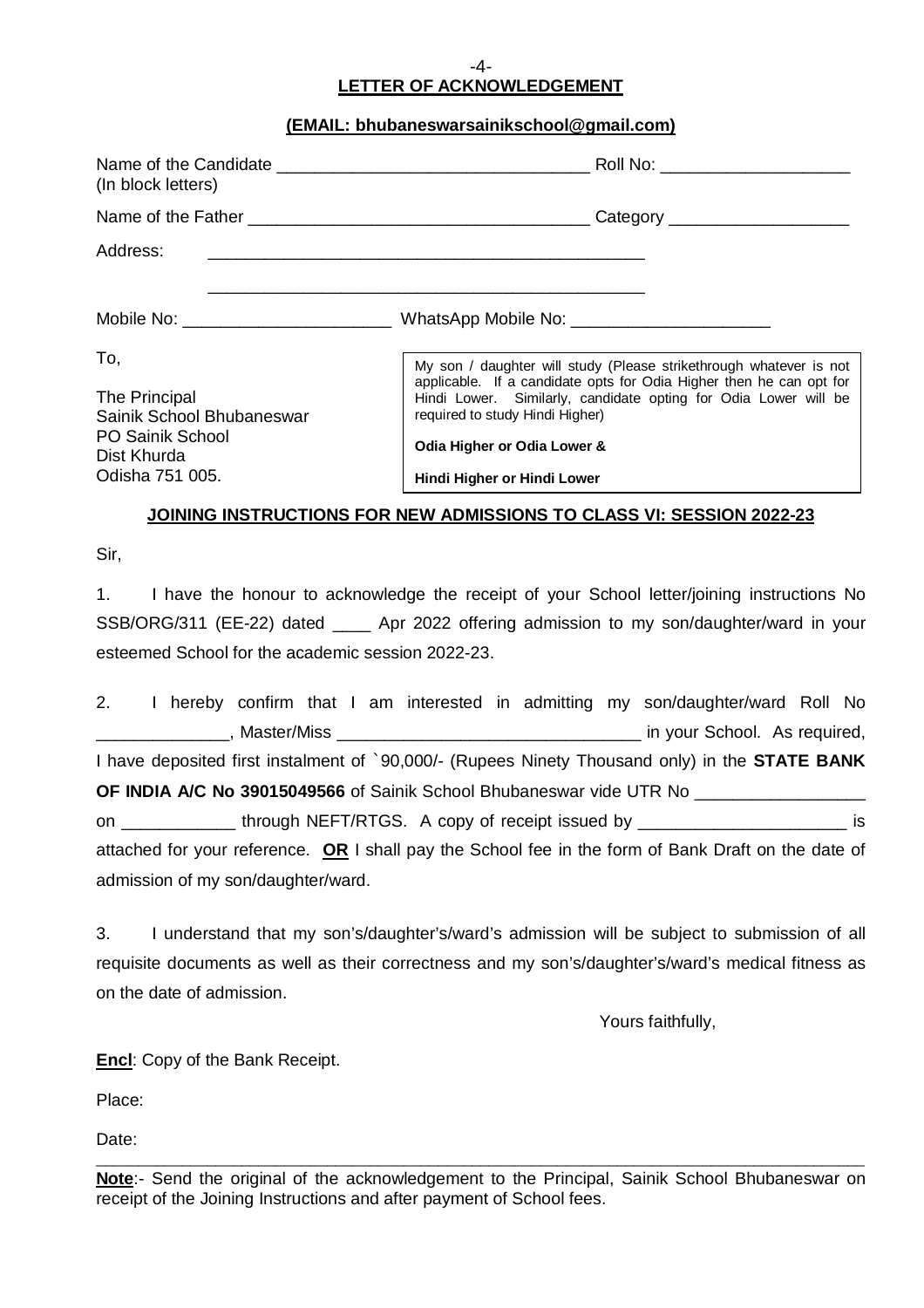## LETTER OF ACKNOWLEDGEMENT

**(EMAIL: bhubaneswarsainikschool@gmail.com)**

Name of the Candidate _________________________________ Roll No: ____________________
(In block letters)

Name of the Father ___________________________________ Category ___________________

Address: _______________________________________________

_______________________________________________

Mobile No: ______________________ WhatsApp Mobile No: _____________________

To,

The Principal
Sainik School Bhubaneswar
PO Sainik School
Dist Khurda
Odisha 751 005.

> My son / daughter will study (Please strikethrough whatever is not applicable. If a candidate opts for Odia Higher then he can opt for Hindi Lower. Similarly, candidate opting for Odia Lower will be required to study Hindi Higher)
>
> **Odia Higher or Odia Lower &**
>
> **Hindi Higher or Hindi Lower**

**JOINING INSTRUCTIONS FOR NEW ADMISSIONS TO CLASS VI: SESSION 2022-23**

Sir,

1. I have the honour to acknowledge the receipt of your School letter/joining instructions No SSB/ORG/311 (EE-22) dated ____ Apr 2022 offering admission to my son/daughter/ward in your esteemed School for the academic session 2022-23.

2. I hereby confirm that I am interested in admitting my son/daughter/ward Roll No ______________, Master/Miss ________________________________ in your School. As required, I have deposited first instalment of `90,000/- (Rupees Ninety Thousand only) in the **STATE BANK OF INDIA A/C No 39015049566** of Sainik School Bhubaneswar vide UTR No __________________ on ____________ through NEFT/RTGS. A copy of receipt issued by ______________________ is attached for your reference. **OR** I shall pay the School fee in the form of Bank Draft on the date of admission of my son/daughter/ward.

3. I understand that my son's/daughter's/ward's admission will be subject to submission of all requisite documents as well as their correctness and my son's/daughter's/ward's medical fitness as on the date of admission.

Yours faithfully,

**Encl**: Copy of the Bank Receipt.

Place:

Date:

---

**Note**:- Send the original of the acknowledgement to the Principal, Sainik School Bhubaneswar on receipt of the Joining Instructions and after payment of School fees.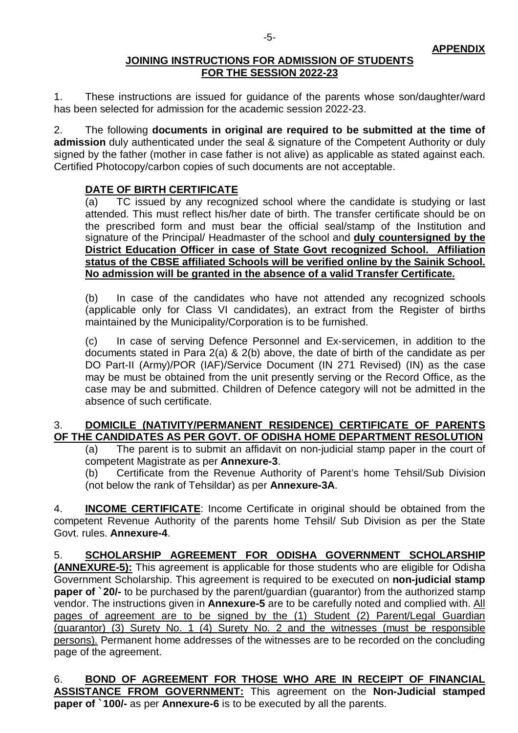**APPENDIX**

## JOINING INSTRUCTIONS FOR ADMISSION OF STUDENTS FOR THE SESSION 2022-23

1. These instructions are issued for guidance of the parents whose son/daughter/ward has been selected for admission for the academic session 2022-23.

2. The following **documents in original are required to be submitted at the time of admission** duly authenticated under the seal & signature of the Competent Authority or duly signed by the father (mother in case father is not alive) as applicable as stated against each. Certified Photocopy/carbon copies of such documents are not acceptable.

**DATE OF BIRTH CERTIFICATE**

(a) TC issued by any recognized school where the candidate is studying or last attended. This must reflect his/her date of birth. The transfer certificate should be on the prescribed form and must bear the official seal/stamp of the Institution and signature of the Principal/ Headmaster of the school and **duly countersigned by the District Education Officer in case of State Govt recognized School. Affiliation status of the CBSE affiliated Schools will be verified online by the Sainik School. No admission will be granted in the absence of a valid Transfer Certificate.**

(b) In case of the candidates who have not attended any recognized schools (applicable only for Class VI candidates), an extract from the Register of births maintained by the Municipality/Corporation is to be furnished.

(c) In case of serving Defence Personnel and Ex-servicemen, in addition to the documents stated in Para 2(a) & 2(b) above, the date of birth of the candidate as per DO Part-II (Army)/POR (IAF)/Service Document (IN 271 Revised) (IN) as the case may be must be obtained from the unit presently serving or the Record Office, as the case may be and submitted. Children of Defence category will not be admitted in the absence of such certificate.

3. **DOMICILE (NATIVITY/PERMANENT RESIDENCE) CERTIFICATE OF PARENTS OF THE CANDIDATES AS PER GOVT. OF ODISHA HOME DEPARTMENT RESOLUTION**

(a) The parent is to submit an affidavit on non-judicial stamp paper in the court of competent Magistrate as per **Annexure-3**.

(b) Certificate from the Revenue Authority of Parent's home Tehsil/Sub Division (not below the rank of Tehsildar) as per **Annexure-3A**.

4. **INCOME CERTIFICATE**: Income Certificate in original should be obtained from the competent Revenue Authority of the parents home Tehsil/ Sub Division as per the State Govt. rules. **Annexure-4**.

5. **SCHOLARSHIP AGREEMENT FOR ODISHA GOVERNMENT SCHOLARSHIP (ANNEXURE-5):** This agreement is applicable for those students who are eligible for Odisha Government Scholarship. This agreement is required to be executed on **non-judicial stamp paper of `20/-** to be purchased by the parent/guardian (guarantor) from the authorized stamp vendor. The instructions given in **Annexure-5** are to be carefully noted and complied with. All pages of agreement are to be signed by the (1) Student (2) Parent/Legal Guardian (guarantor) (3) Surety No. 1 (4) Surety No. 2 and the witnesses (must be responsible persons). Permanent home addresses of the witnesses are to be recorded on the concluding page of the agreement.

6. **BOND OF AGREEMENT FOR THOSE WHO ARE IN RECEIPT OF FINANCIAL ASSISTANCE FROM GOVERNMENT:** This agreement on the **Non-Judicial stamped paper of `100/-** as per **Annexure-6** is to be executed by all the parents.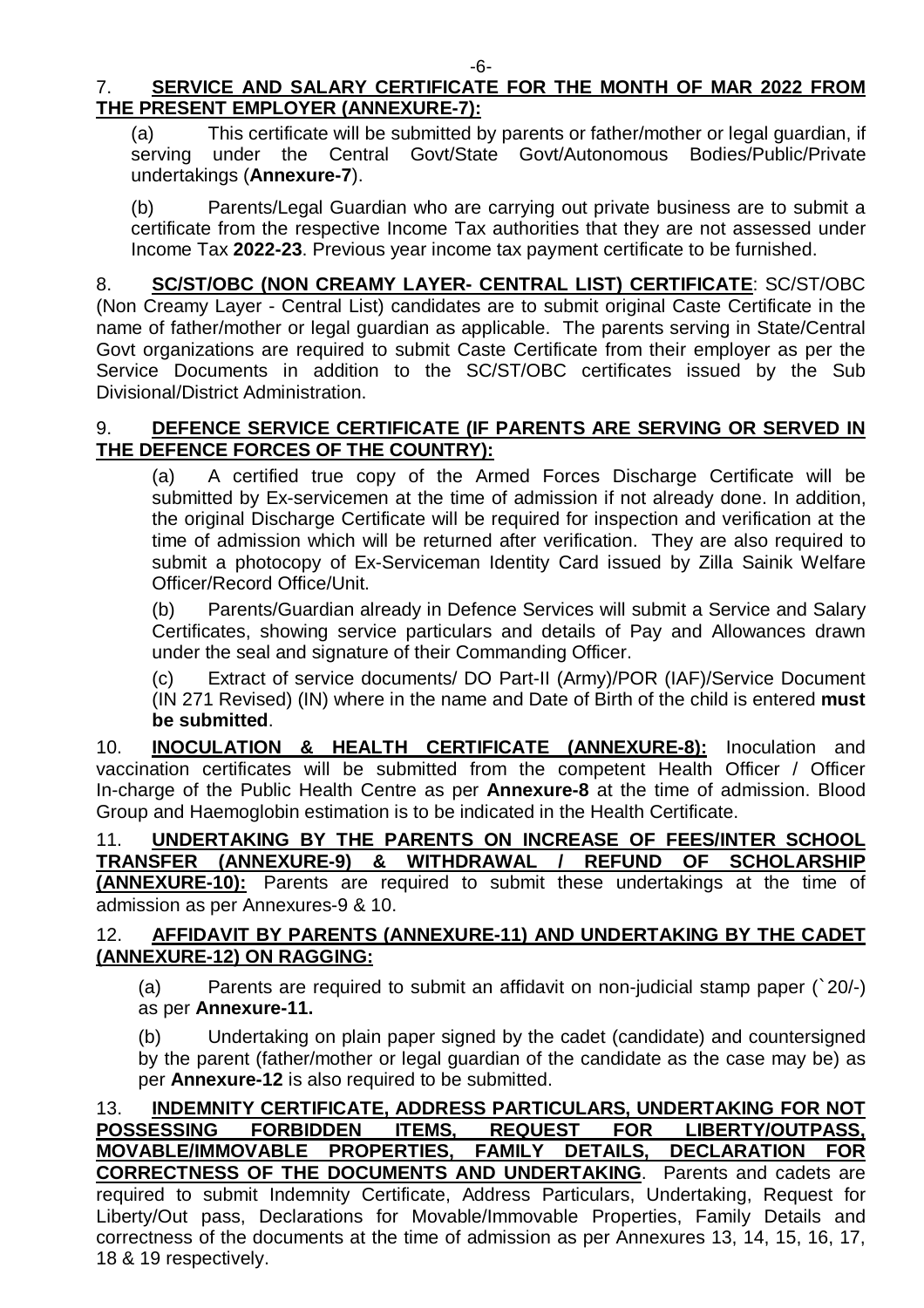7. **SERVICE AND SALARY CERTIFICATE FOR THE MONTH OF MAR 2022 FROM THE PRESENT EMPLOYER (ANNEXURE-7):**

(a) This certificate will be submitted by parents or father/mother or legal guardian, if serving under the Central Govt/State Govt/Autonomous Bodies/Public/Private undertakings (**Annexure-7**).

(b) Parents/Legal Guardian who are carrying out private business are to submit a certificate from the respective Income Tax authorities that they are not assessed under Income Tax **2022-23**. Previous year income tax payment certificate to be furnished.

8. **SC/ST/OBC (NON CREAMY LAYER- CENTRAL LIST) CERTIFICATE**: SC/ST/OBC (Non Creamy Layer - Central List) candidates are to submit original Caste Certificate in the name of father/mother or legal guardian as applicable. The parents serving in State/Central Govt organizations are required to submit Caste Certificate from their employer as per the Service Documents in addition to the SC/ST/OBC certificates issued by the Sub Divisional/District Administration.

9. **DEFENCE SERVICE CERTIFICATE (IF PARENTS ARE SERVING OR SERVED IN THE DEFENCE FORCES OF THE COUNTRY):**

(a) A certified true copy of the Armed Forces Discharge Certificate will be submitted by Ex-servicemen at the time of admission if not already done. In addition, the original Discharge Certificate will be required for inspection and verification at the time of admission which will be returned after verification. They are also required to submit a photocopy of Ex-Serviceman Identity Card issued by Zilla Sainik Welfare Officer/Record Office/Unit.

(b) Parents/Guardian already in Defence Services will submit a Service and Salary Certificates, showing service particulars and details of Pay and Allowances drawn under the seal and signature of their Commanding Officer.

(c) Extract of service documents/ DO Part-II (Army)/POR (IAF)/Service Document (IN 271 Revised) (IN) where in the name and Date of Birth of the child is entered **must be submitted**.

10. **INOCULATION & HEALTH CERTIFICATE (ANNEXURE-8):** Inoculation and vaccination certificates will be submitted from the competent Health Officer / Officer In-charge of the Public Health Centre as per **Annexure-8** at the time of admission. Blood Group and Haemoglobin estimation is to be indicated in the Health Certificate.

11. **UNDERTAKING BY THE PARENTS ON INCREASE OF FEES/INTER SCHOOL TRANSFER (ANNEXURE-9) & WITHDRAWAL / REFUND OF SCHOLARSHIP (ANNEXURE-10):** Parents are required to submit these undertakings at the time of admission as per Annexures-9 & 10.

12. **AFFIDAVIT BY PARENTS (ANNEXURE-11) AND UNDERTAKING BY THE CADET (ANNEXURE-12) ON RAGGING:**

(a) Parents are required to submit an affidavit on non-judicial stamp paper (`20/-) as per **Annexure-11.**

(b) Undertaking on plain paper signed by the cadet (candidate) and countersigned by the parent (father/mother or legal guardian of the candidate as the case may be) as per **Annexure-12** is also required to be submitted.

13. **INDEMNITY CERTIFICATE, ADDRESS PARTICULARS, UNDERTAKING FOR NOT POSSESSING FORBIDDEN ITEMS, REQUEST FOR LIBERTY/OUTPASS, MOVABLE/IMMOVABLE PROPERTIES, FAMILY DETAILS, DECLARATION FOR CORRECTNESS OF THE DOCUMENTS AND UNDERTAKING**. Parents and cadets are required to submit Indemnity Certificate, Address Particulars, Undertaking, Request for Liberty/Out pass, Declarations for Movable/Immovable Properties, Family Details and correctness of the documents at the time of admission as per Annexures 13, 14, 15, 16, 17, 18 & 19 respectively.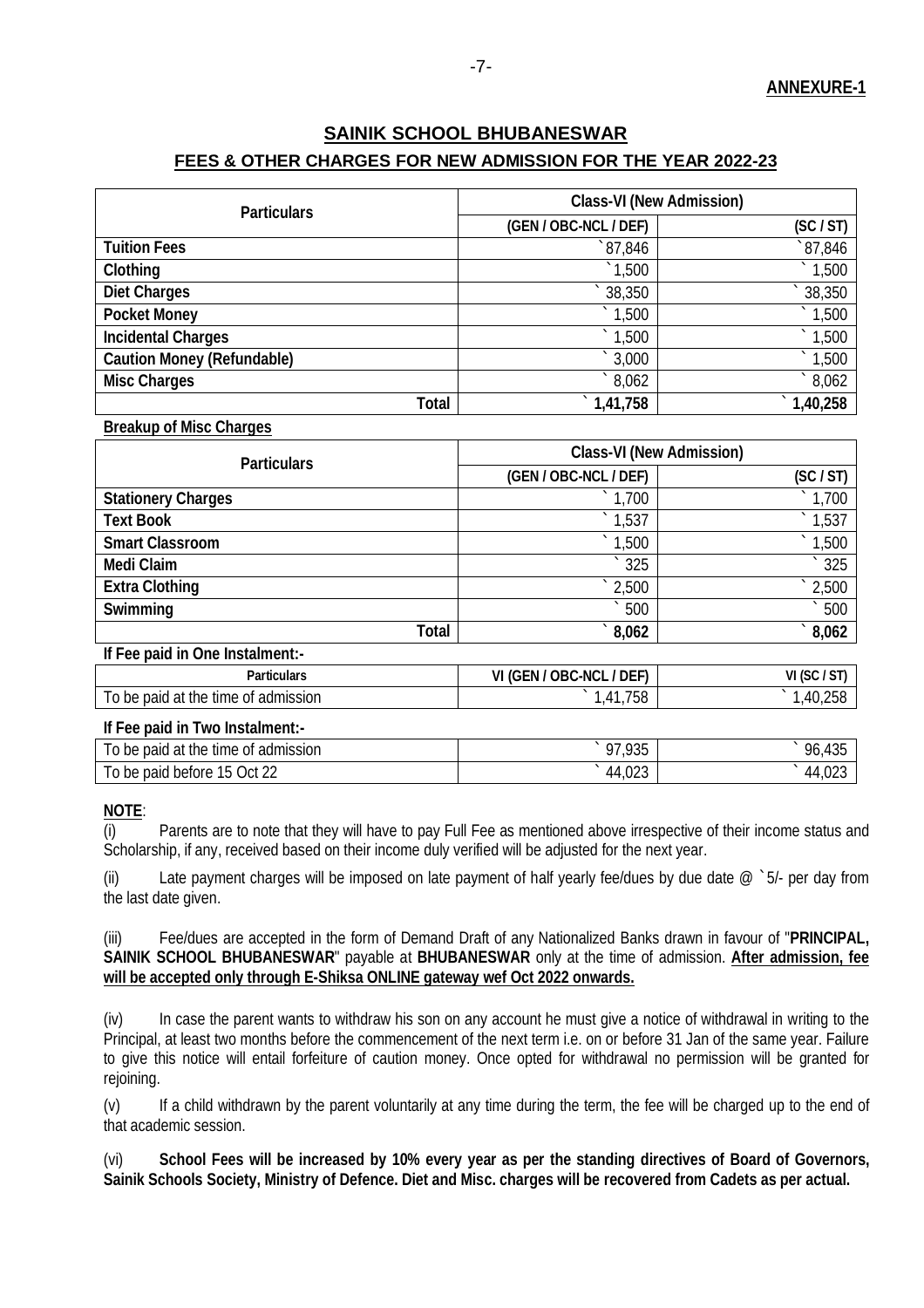**ANNEXURE-1**

## SAINIK SCHOOL BHUBANESWAR

### FEES & OTHER CHARGES FOR NEW ADMISSION FOR THE YEAR 2022-23

| Particulars | Class-VI (New Admission) | |
|---|---|---|
| | (GEN / OBC-NCL / DEF) | (SC / ST) |
| **Tuition Fees** | ` 87,846 | ` 87,846 |
| **Clothing** | ` 1,500 | ` 1,500 |
| **Diet Charges** | ` 38,350 | ` 38,350 |
| **Pocket Money** | ` 1,500 | ` 1,500 |
| **Incidental Charges** | ` 1,500 | ` 1,500 |
| **Caution Money (Refundable)** | ` 3,000 | ` 1,500 |
| **Misc Charges** | ` 8,062 | ` 8,062 |
| **Total** | **` 1,41,758** | **` 1,40,258** |

**Breakup of Misc Charges**

| Particulars | Class-VI (New Admission) | |
|---|---|---|
| | (GEN / OBC-NCL / DEF) | (SC / ST) |
| **Stationery Charges** | ` 1,700 | ` 1,700 |
| **Text Book** | ` 1,537 | ` 1,537 |
| **Smart Classroom** | ` 1,500 | ` 1,500 |
| **Medi Claim** | ` 325 | ` 325 |
| **Extra Clothing** | ` 2,500 | ` 2,500 |
| **Swimming** | ` 500 | ` 500 |
| **Total** | **` 8,062** | **` 8,062** |

**If Fee paid in One Instalment:-**

| Particulars | VI (GEN / OBC-NCL / DEF) | VI (SC / ST) |
|---|---|---|
| To be paid at the time of admission | ` 1,41,758 | ` 1,40,258 |

**If Fee paid in Two Instalment:-**

| | | |
|---|---|---|
| To be paid at the time of admission | ` 97,935 | ` 96,435 |
| To be paid before 15 Oct 22 | ` 44,023 | ` 44,023 |

**NOTE**:

(i) Parents are to note that they will have to pay Full Fee as mentioned above irrespective of their income status and Scholarship, if any, received based on their income duly verified will be adjusted for the next year.

(ii) Late payment charges will be imposed on late payment of half yearly fee/dues by due date @ ` 5/- per day from the last date given.

(iii) Fee/dues are accepted in the form of Demand Draft of any Nationalized Banks drawn in favour of "**PRINCIPAL, SAINIK SCHOOL BHUBANESWAR**" payable at **BHUBANESWAR** only at the time of admission. **After admission, fee will be accepted only through E-Shiksa ONLINE gateway wef Oct 2022 onwards.**

(iv) In case the parent wants to withdraw his son on any account he must give a notice of withdrawal in writing to the Principal, at least two months before the commencement of the next term i.e. on or before 31 Jan of the same year. Failure to give this notice will entail forfeiture of caution money. Once opted for withdrawal no permission will be granted for rejoining.

(v) If a child withdrawn by the parent voluntarily at any time during the term, the fee will be charged up to the end of that academic session.

(vi) **School Fees will be increased by 10% every year as per the standing directives of Board of Governors, Sainik Schools Society, Ministry of Defence. Diet and Misc. charges will be recovered from Cadets as per actual.**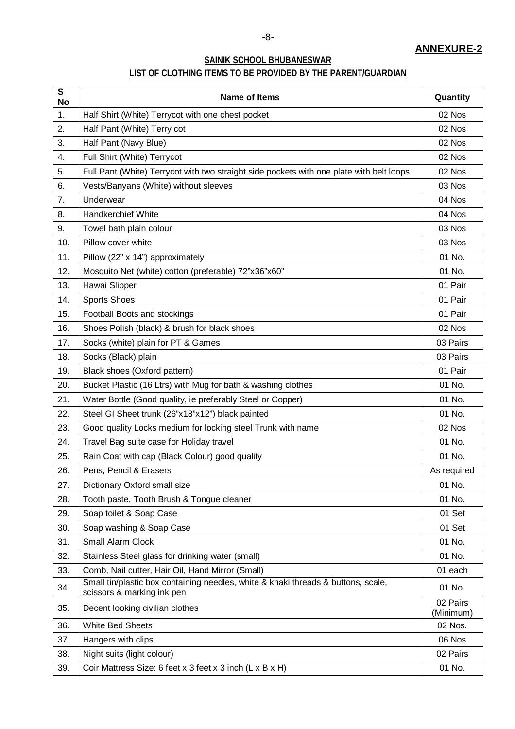**ANNEXURE-2**

**SAINIK SCHOOL BHUBANESWAR**

**LIST OF CLOTHING ITEMS TO BE PROVIDED BY THE PARENT/GUARDIAN**

| S No | Name of Items | Quantity |
|---|---|---|
| 1. | Half Shirt (White) Terrycot with one chest pocket | 02 Nos |
| 2. | Half Pant (White) Terry cot | 02 Nos |
| 3. | Half Pant (Navy Blue) | 02 Nos |
| 4. | Full Shirt (White) Terrycot | 02 Nos |
| 5. | Full Pant (White) Terrycot with two straight side pockets with one plate with belt loops | 02 Nos |
| 6. | Vests/Banyans (White) without sleeves | 03 Nos |
| 7. | Underwear | 04 Nos |
| 8. | Handkerchief White | 04 Nos |
| 9. | Towel bath plain colour | 03 Nos |
| 10. | Pillow cover white | 03 Nos |
| 11. | Pillow (22" x 14") approximately | 01 No. |
| 12. | Mosquito Net (white) cotton (preferable) 72"x36"x60" | 01 No. |
| 13. | Hawai Slipper | 01 Pair |
| 14. | Sports Shoes | 01 Pair |
| 15. | Football Boots and stockings | 01 Pair |
| 16. | Shoes Polish (black) & brush for black shoes | 02 Nos |
| 17. | Socks (white) plain for PT & Games | 03 Pairs |
| 18. | Socks (Black) plain | 03 Pairs |
| 19. | Black shoes (Oxford pattern) | 01 Pair |
| 20. | Bucket Plastic (16 Ltrs) with Mug for bath & washing clothes | 01 No. |
| 21. | Water Bottle (Good quality, ie preferably Steel or Copper) | 01 No. |
| 22. | Steel GI Sheet trunk (26"x18"x12") black painted | 01 No. |
| 23. | Good quality Locks medium for locking steel Trunk with name | 02 Nos |
| 24. | Travel Bag suite case for Holiday travel | 01 No. |
| 25. | Rain Coat with cap (Black Colour) good quality | 01 No. |
| 26. | Pens, Pencil & Erasers | As required |
| 27. | Dictionary Oxford small size | 01 No. |
| 28. | Tooth paste, Tooth Brush & Tongue cleaner | 01 No. |
| 29. | Soap toilet & Soap Case | 01 Set |
| 30. | Soap washing & Soap Case | 01 Set |
| 31. | Small Alarm Clock | 01 No. |
| 32. | Stainless Steel glass for drinking water (small) | 01 No. |
| 33. | Comb, Nail cutter, Hair Oil, Hand Mirror (Small) | 01 each |
| 34. | Small tin/plastic box containing needles, white & khaki threads & buttons, scale, scissors & marking ink pen | 01 No. |
| 35. | Decent looking civilian clothes | 02 Pairs (Minimum) |
| 36. | White Bed Sheets | 02 Nos. |
| 37. | Hangers with clips | 06 Nos |
| 38. | Night suits (light colour) | 02 Pairs |
| 39. | Coir Mattress Size: 6 feet x 3 feet x 3 inch (L x B x H) | 01 No. |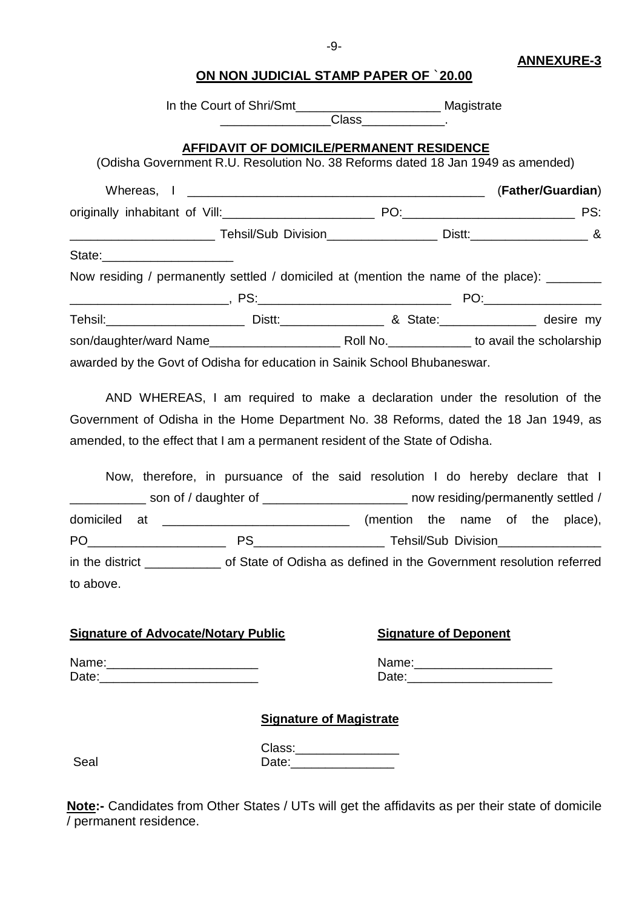**ANNEXURE-3**

**ON NON JUDICIAL STAMP PAPER OF `20.00**

In the Court of Shri/Smt_____________________ Magistrate
________________Class____________.

**AFFIDAVIT OF DOMICILE/PERMANENT RESIDENCE**

(Odisha Government R.U. Resolution No. 38 Reforms dated 18 Jan 1949 as amended)

Whereas, I ____________________________________________ (**Father/Guardian**) originally inhabitant of Vill:______________________ PO:_________________________ PS: _____________________ Tehsil/Sub Division________________ Distt:_________________ & State:___________________
Now residing / permanently settled / domiciled at (mention the name of the place): ________ _______________________, PS:____________________________ PO:_________________ Tehsil:____________________ Distt:_______________ & State:______________ desire my son/daughter/ward Name___________________ Roll No.____________ to avail the scholarship awarded by the Govt of Odisha for education in Sainik School Bhubaneswar.

AND WHEREAS, I am required to make a declaration under the resolution of the Government of Odisha in the Home Department No. 38 Reforms, dated the 18 Jan 1949, as amended, to the effect that I am a permanent resident of the State of Odisha.

Now, therefore, in pursuance of the said resolution I do hereby declare that I ___________ son of / daughter of _____________________ now residing/permanently settled / domiciled at ___________________________ (mention the name of the place), PO____________________ PS___________________ Tehsil/Sub Division_______________ in the district ___________ of State of Odisha as defined in the Government resolution referred to above.

**Signature of Advocate/Notary Public**

Name:______________________
Date:_______________________

**Signature of Deponent**

Name:____________________
Date:_____________________

**Signature of Magistrate**

Seal

Class:_______________
Date:_______________

**Note:-** Candidates from Other States / UTs will get the affidavits as per their state of domicile / permanent residence.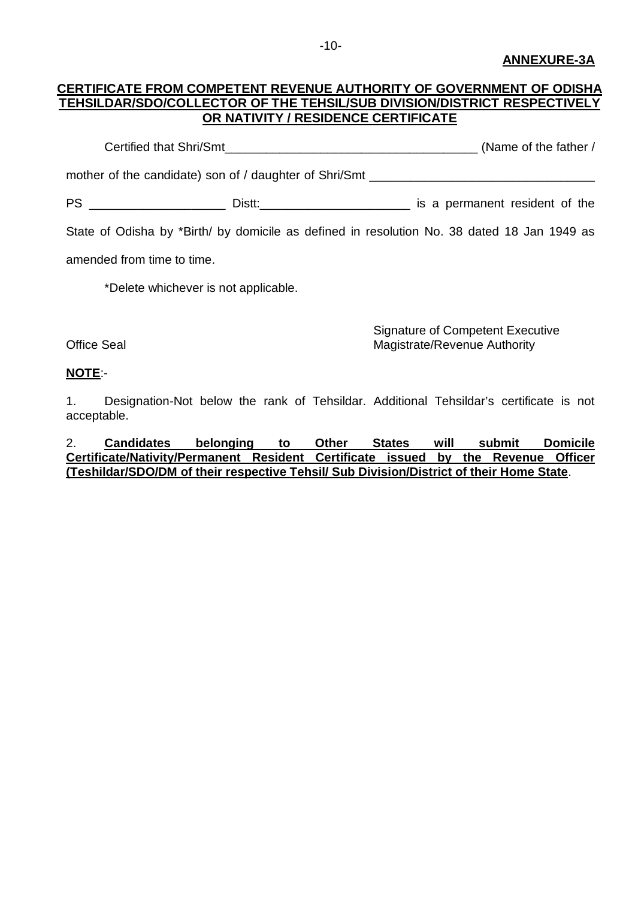**ANNEXURE-3A**

**CERTIFICATE FROM COMPETENT REVENUE AUTHORITY OF GOVERNMENT OF ODISHA TEHSILDAR/SDO/COLLECTOR OF THE TEHSIL/SUB DIVISION/DISTRICT RESPECTIVELY OR NATIVITY / RESIDENCE CERTIFICATE**

Certified that Shri/Smt_____________________________________ (Name of the father / mother of the candidate) son of / daughter of Shri/Smt ________________________________ PS ____________________ Distt:______________________ is a permanent resident of the State of Odisha by *Birth/ by domicile as defined in resolution No. 38 dated 18 Jan 1949 as amended from time to time.

*Delete whichever is not applicable.

Office Seal

Signature of Competent Executive Magistrate/Revenue Authority

**NOTE**:-

1. Designation-Not below the rank of Tehsildar. Additional Tehsildar's certificate is not acceptable.

2. **Candidates belonging to Other States will submit Domicile Certificate/Nativity/Permanent Resident Certificate issued by the Revenue Officer (Teshildar/SDO/DM of their respective Tehsil/ Sub Division/District of their Home State**.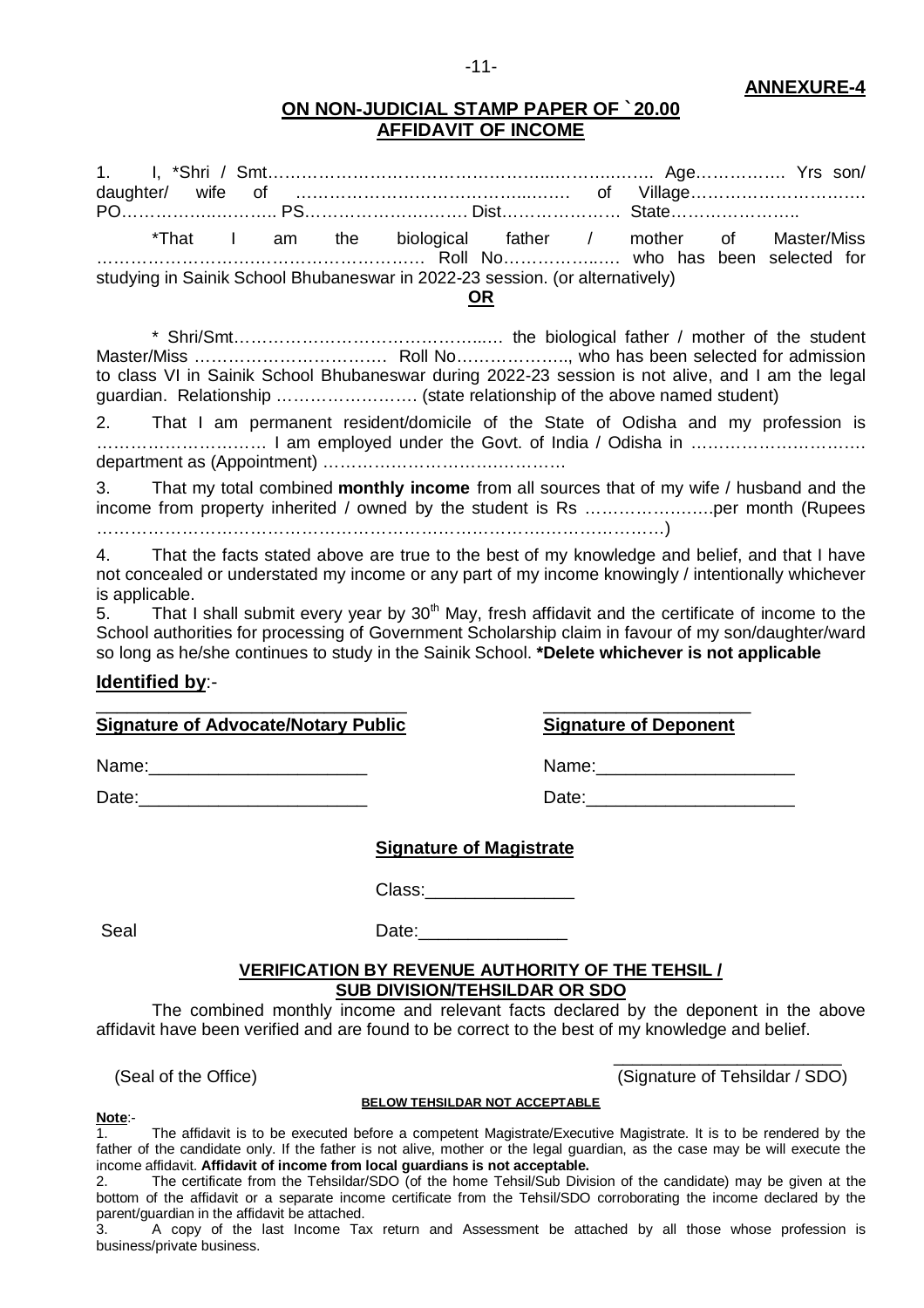**ANNEXURE-4**

## ON NON-JUDICIAL STAMP PAPER OF ` 20.00
## AFFIDAVIT OF INCOME

1. I, *Shri / Smt……………………………………………………………. Age……………. Yrs son/ daughter/ wife of ……………………………………… of Village…………………………. PO………………………. PS………………………. Dist………………… State…………………..

*That I am the biological father / mother of Master/Miss ……………………………………………… Roll No……………..… who has been selected for studying in Sainik School Bhubaneswar in 2022-23 session. (or alternatively)

**OR**

* Shri/Smt………………………………………… the biological father / mother of the student Master/Miss …………………………… Roll No……………….., who has been selected for admission to class VI in Sainik School Bhubaneswar during 2022-23 session is not alive, and I am the legal guardian. Relationship ……………………. (state relationship of the above named student)

2. That I am permanent resident/domicile of the State of Odisha and my profession is ………………………… I am employed under the Govt. of India / Odisha in ………………………… department as (Appointment) ……………………………………

3. That my total combined **monthly income** from all sources that of my wife / husband and the income from property inherited / owned by the student is Rs …………………per month (Rupees …………………………………………………………………………………)

4. That the facts stated above are true to the best of my knowledge and belief, and that I have not concealed or understated my income or any part of my income knowingly / intentionally whichever is applicable.

5. That I shall submit every year by 30th May, fresh affidavit and the certificate of income to the School authorities for processing of Government Scholarship claim in favour of my son/daughter/ward so long as he/she continues to study in the Sainik School. **\*Delete whichever is not applicable**

**Identified by**:-

______________________________ ____________________

**Signature of Advocate/Notary Public** **Signature of Deponent**

Name:____________________ Name:___________________

Date:_____________________ Date:____________________

**Signature of Magistrate**

Class:_______________

Seal Date:_______________

**VERIFICATION BY REVENUE AUTHORITY OF THE TEHSIL / SUB DIVISION/TEHSILDAR OR SDO**

The combined monthly income and relevant facts declared by the deponent in the above affidavit have been verified and are found to be correct to the best of my knowledge and belief.

(Seal of the Office) ______________________
(Signature of Tehsildar / SDO)

**BELOW TEHSILDAR NOT ACCEPTABLE**

**Note**:-

1. The affidavit is to be executed before a competent Magistrate/Executive Magistrate. It is to be rendered by the father of the candidate only. If the father is not alive, mother or the legal guardian, as the case may be will execute the income affidavit. **Affidavit of income from local guardians is not acceptable.**
2. The certificate from the Tehsildar/SDO (of the home Tehsil/Sub Division of the candidate) may be given at the bottom of the affidavit or a separate income certificate from the Tehsil/SDO corroborating the income declared by the parent/guardian in the affidavit be attached.
3. A copy of the last Income Tax return and Assessment be attached by all those whose profession is business/private business.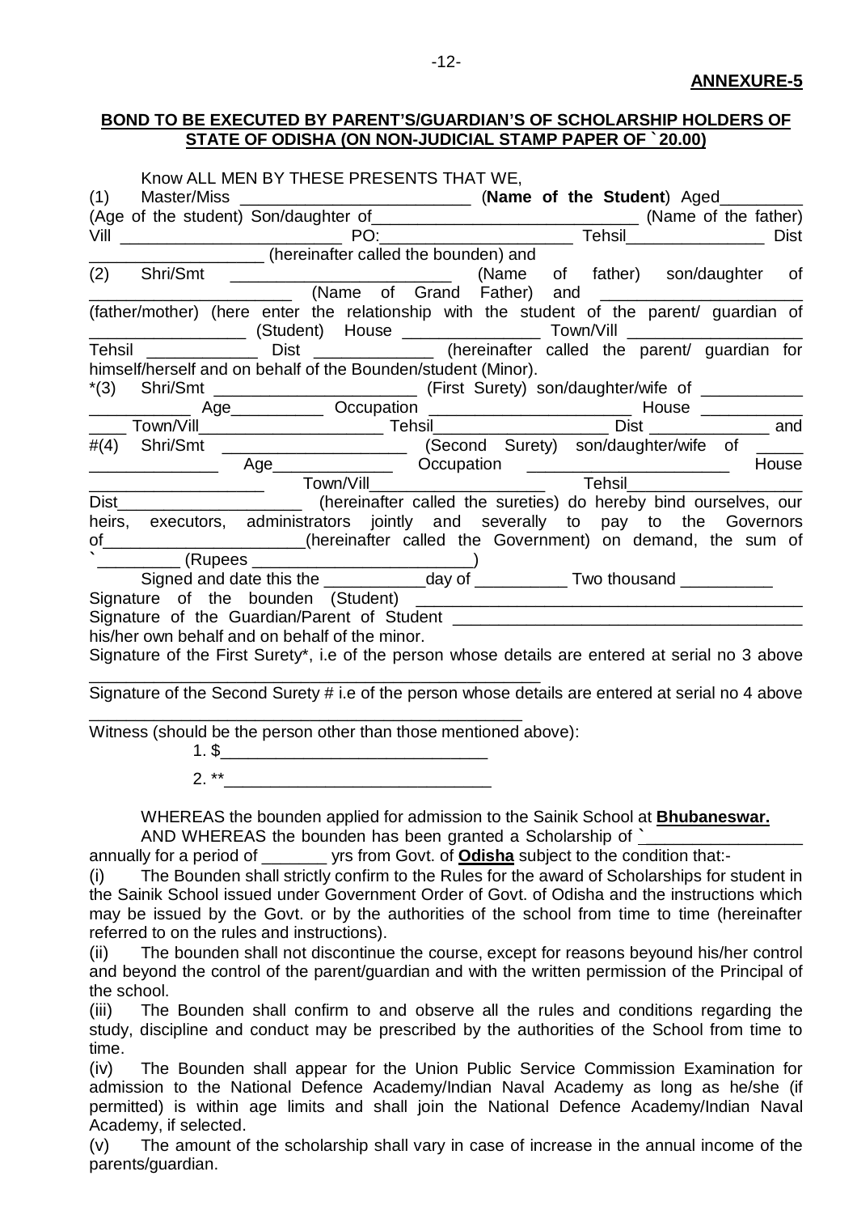**ANNEXURE-5**

**BOND TO BE EXECUTED BY PARENT'S/GUARDIAN'S OF SCHOLARSHIP HOLDERS OF STATE OF ODISHA (ON NON-JUDICIAL STAMP PAPER OF `20.00)**

Know ALL MEN BY THESE PRESENTS THAT WE,

(1) Master/Miss _________________________ (**Name of the Student**) Aged_________ (Age of the student) Son/daughter of_____________________________ (Name of the father) Vill ________________________ PO:_____________________ Tehsil_______________ Dist ___________________ (hereinafter called the bounden) and

(2) Shri/Smt ________________________ (Name of father) son/daughter of ______________________ (Name of Grand Father) and _____________________ (father/mother) (here enter the relationship with the student of the parent/ guardian of _________________ (Student) House _______________ Town/Vill ___________________ Tehsil ____________ Dist _____________ (hereinafter called the parent/ guardian for himself/herself and on behalf of the Bounden/student (Minor).

*(3) Shri/Smt ______________________ (First Surety) son/daughter/wife of ___________ ___________ Age__________ Occupation ______________________ House ___________ ____ Town/Vill____________________ Tehsil__________________ Dist _____________ and

#(4) Shri/Smt ____________________ (Second Surety) son/daughter/wife of _____ ______________ Age_____________ Occupation ______________________ House ___________________ Town/Vill___________________ Tehsil__________________ Dist____________________ (hereinafter called the sureties) do hereby bind ourselves, our heirs, executors, administrators jointly and severally to pay to the Governors of_____________________(hereinafter called the Government) on demand, the sum of `_________ (Rupees ________________________)

Signed and date this the ___________day of __________ Two thousand __________

Signature of the bounden (Student) __________________________________________

Signature of the Guardian/Parent of Student ______________________________________ his/her own behalf and on behalf of the minor.

Signature of the First Surety*, i.e of the person whose details are entered at serial no 3 above ____________________________________________________

Signature of the Second Surety # i.e of the person whose details are entered at serial no 4 above ________________________________________________

Witness (should be the person other than those mentioned above):

1. $_____________________________

2. **_____________________________

WHEREAS the bounden applied for admission to the Sainik School at **Bhubaneswar.**

AND WHEREAS the bounden has been granted a Scholarship of `_________________ annually for a period of _______ yrs from Govt. of **Odisha** subject to the condition that:-

(i) The Bounden shall strictly confirm to the Rules for the award of Scholarships for student in the Sainik School issued under Government Order of Govt. of Odisha and the instructions which may be issued by the Govt. or by the authorities of the school from time to time (hereinafter referred to on the rules and instructions).

(ii) The bounden shall not discontinue the course, except for reasons beyound his/her control and beyond the control of the parent/guardian and with the written permission of the Principal of the school.

(iii) The Bounden shall confirm to and observe all the rules and conditions regarding the study, discipline and conduct may be prescribed by the authorities of the School from time to time.

(iv) The Bounden shall appear for the Union Public Service Commission Examination for admission to the National Defence Academy/Indian Naval Academy as long as he/she (if permitted) is within age limits and shall join the National Defence Academy/Indian Naval Academy, if selected.

(v) The amount of the scholarship shall vary in case of increase in the annual income of the parents/guardian.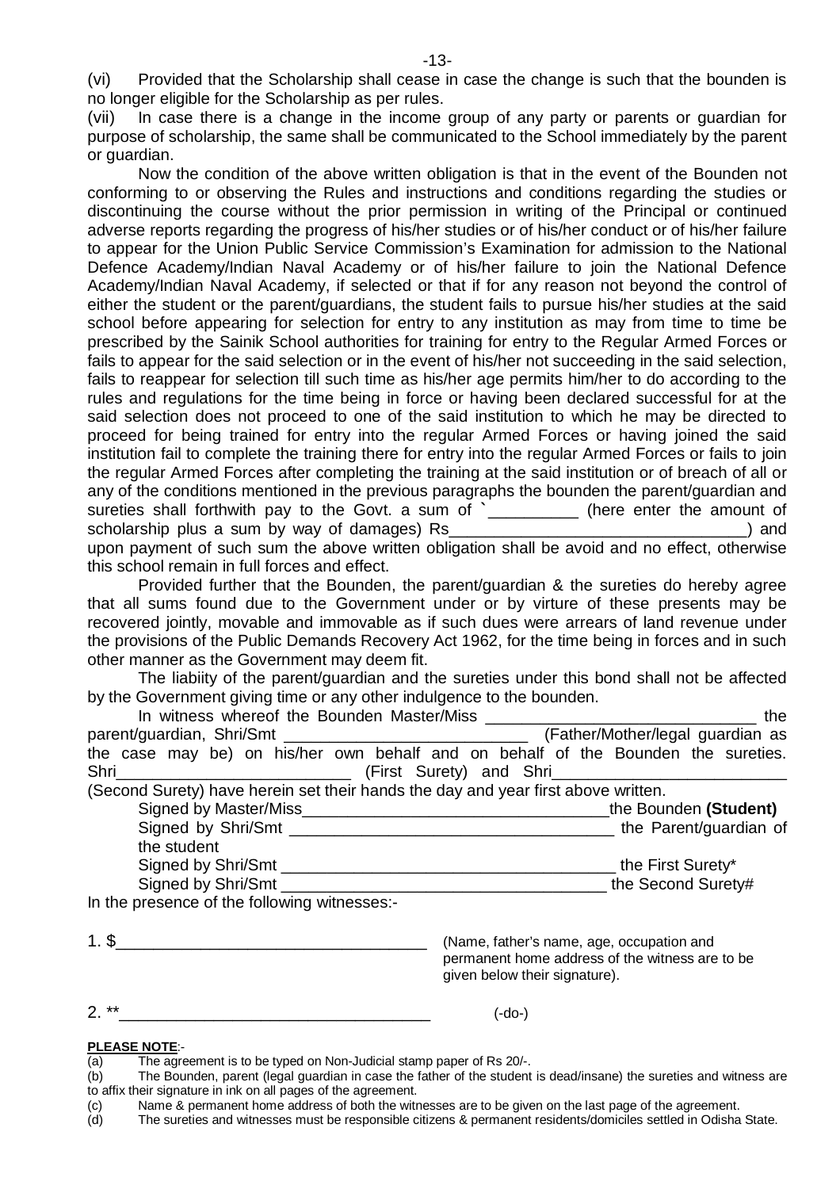(vi) Provided that the Scholarship shall cease in case the change is such that the bounden is no longer eligible for the Scholarship as per rules.

(vii) In case there is a change in the income group of any party or parents or guardian for purpose of scholarship, the same shall be communicated to the School immediately by the parent or guardian.

Now the condition of the above written obligation is that in the event of the Bounden not conforming to or observing the Rules and instructions and conditions regarding the studies or discontinuing the course without the prior permission in writing of the Principal or continued adverse reports regarding the progress of his/her studies or of his/her conduct or of his/her failure to appear for the Union Public Service Commission's Examination for admission to the National Defence Academy/Indian Naval Academy or of his/her failure to join the National Defence Academy/Indian Naval Academy, if selected or that if for any reason not beyond the control of either the student or the parent/guardians, the student fails to pursue his/her studies at the said school before appearing for selection for entry to any institution as may from time to time be prescribed by the Sainik School authorities for training for entry to the Regular Armed Forces or fails to appear for the said selection or in the event of his/her not succeeding in the said selection, fails to reappear for selection till such time as his/her age permits him/her to do according to the rules and regulations for the time being in force or having been declared successful for at the said selection does not proceed to one of the said institution to which he may be directed to proceed for being trained for entry into the regular Armed Forces or having joined the said institution fail to complete the training there for entry into the regular Armed Forces or fails to join the regular Armed Forces after completing the training at the said institution or of breach of all or any of the conditions mentioned in the previous paragraphs the bounden the parent/guardian and sureties shall forthwith pay to the Govt. a sum of `__________ (here enter the amount of scholarship plus a sum by way of damages) Rs________________________________) and upon payment of such sum the above written obligation shall be avoid and no effect, otherwise this school remain in full forces and effect.

Provided further that the Bounden, the parent/guardian & the sureties do hereby agree that all sums found due to the Government under or by virtue of these presents may be recovered jointly, movable and immovable as if such dues were arrears of land revenue under the provisions of the Public Demands Recovery Act 1962, for the time being in forces and in such other manner as the Government may deem fit.

The liabiity of the parent/guardian and the sureties under this bond shall not be affected by the Government giving time or any other indulgence to the bounden.

In witness whereof the Bounden Master/Miss ______________________________ the parent/guardian, Shri/Smt ___________________________ (Father/Mother/legal guardian as the case may be) on his/her own behalf and on behalf of the Bounden the sureties. Shri__________________________ (First Surety) and Shri__________________________ (Second Surety) have herein set their hands the day and year first above written.

Signed by Master/Miss__________________________________the Bounden **(Student)**

Signed by Shri/Smt ____________________________________ the Parent/guardian of the student

Signed by Shri/Smt _____________________________________ the First Surety*

Signed by Shri/Smt ____________________________________ the Second Surety#

In the presence of the following witnesses:-

1. $__________________________________ (Name, father's name, age, occupation and permanent home address of the witness are to be given below their signature).

2. **__________________________________ (-do-)

**PLEASE NOTE**:-

(a) The agreement is to be typed on Non-Judicial stamp paper of Rs 20/-.

(b) The Bounden, parent (legal guardian in case the father of the student is dead/insane) the sureties and witness are to affix their signature in ink on all pages of the agreement.

(c) Name & permanent home address of both the witnesses are to be given on the last page of the agreement.

(d) The sureties and witnesses must be responsible citizens & permanent residents/domiciles settled in Odisha State.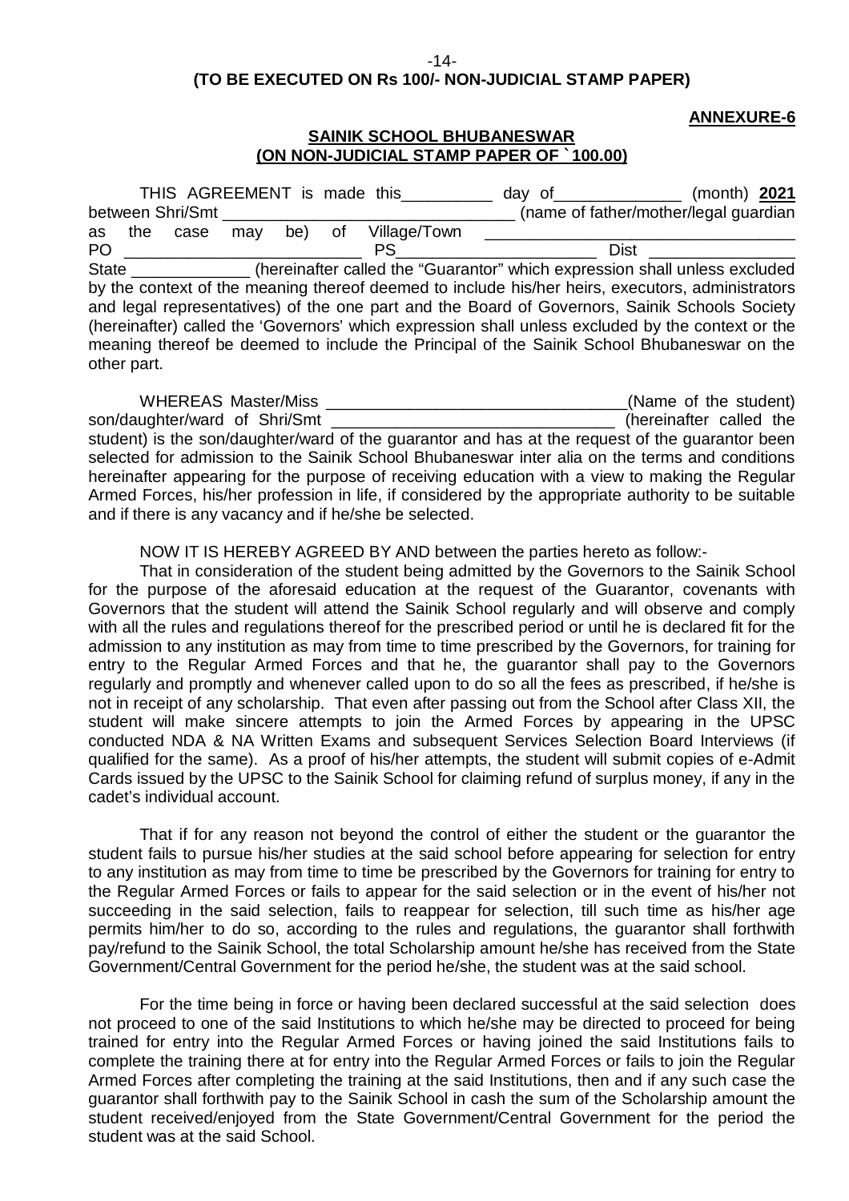**(TO BE EXECUTED ON Rs 100/- NON-JUDICIAL STAMP PAPER)**

**ANNEXURE-6**

**SAINIK SCHOOL BHUBANESWAR**
**(ON NON-JUDICIAL STAMP PAPER OF `100.00)**

THIS AGREEMENT is made this__________ day of______________ (month) **2021** between Shri/Smt _________________________________ (name of father/mother/legal guardian as the case may be) of Village/Town ___________________________________ PO ___________________________ PS______________________ Dist ________________ State _____________ (hereinafter called the "Guarantor" which expression shall unless excluded by the context of the meaning thereof deemed to include his/her heirs, executors, administrators and legal representatives) of the one part and the Board of Governors, Sainik Schools Society (hereinafter) called the 'Governors' which expression shall unless excluded by the context or the meaning thereof be deemed to include the Principal of the Sainik School Bhubaneswar on the other part.

WHEREAS Master/Miss __________________________________(Name of the student) son/daughter/ward of Shri/Smt ________________________________ (hereinafter called the student) is the son/daughter/ward of the guarantor and has at the request of the guarantor been selected for admission to the Sainik School Bhubaneswar inter alia on the terms and conditions hereinafter appearing for the purpose of receiving education with a view to making the Regular Armed Forces, his/her profession in life, if considered by the appropriate authority to be suitable and if there is any vacancy and if he/she be selected.

NOW IT IS HEREBY AGREED BY AND between the parties hereto as follow:-

That in consideration of the student being admitted by the Governors to the Sainik School for the purpose of the aforesaid education at the request of the Guarantor, covenants with Governors that the student will attend the Sainik School regularly and will observe and comply with all the rules and regulations thereof for the prescribed period or until he is declared fit for the admission to any institution as may from time to time prescribed by the Governors, for training for entry to the Regular Armed Forces and that he, the guarantor shall pay to the Governors regularly and promptly and whenever called upon to do so all the fees as prescribed, if he/she is not in receipt of any scholarship. That even after passing out from the School after Class XII, the student will make sincere attempts to join the Armed Forces by appearing in the UPSC conducted NDA & NA Written Exams and subsequent Services Selection Board Interviews (if qualified for the same). As a proof of his/her attempts, the student will submit copies of e-Admit Cards issued by the UPSC to the Sainik School for claiming refund of surplus money, if any in the cadet's individual account.

That if for any reason not beyond the control of either the student or the guarantor the student fails to pursue his/her studies at the said school before appearing for selection for entry to any institution as may from time to time be prescribed by the Governors for training for entry to the Regular Armed Forces or fails to appear for the said selection or in the event of his/her not succeeding in the said selection, fails to reappear for selection, till such time as his/her age permits him/her to do so, according to the rules and regulations, the guarantor shall forthwith pay/refund to the Sainik School, the total Scholarship amount he/she has received from the State Government/Central Government for the period he/she, the student was at the said school.

For the time being in force or having been declared successful at the said selection does not proceed to one of the said Institutions to which he/she may be directed to proceed for being trained for entry into the Regular Armed Forces or having joined the said Institutions fails to complete the training there at for entry into the Regular Armed Forces or fails to join the Regular Armed Forces after completing the training at the said Institutions, then and if any such case the guarantor shall forthwith pay to the Sainik School in cash the sum of the Scholarship amount the student received/enjoyed from the State Government/Central Government for the period the student was at the said School.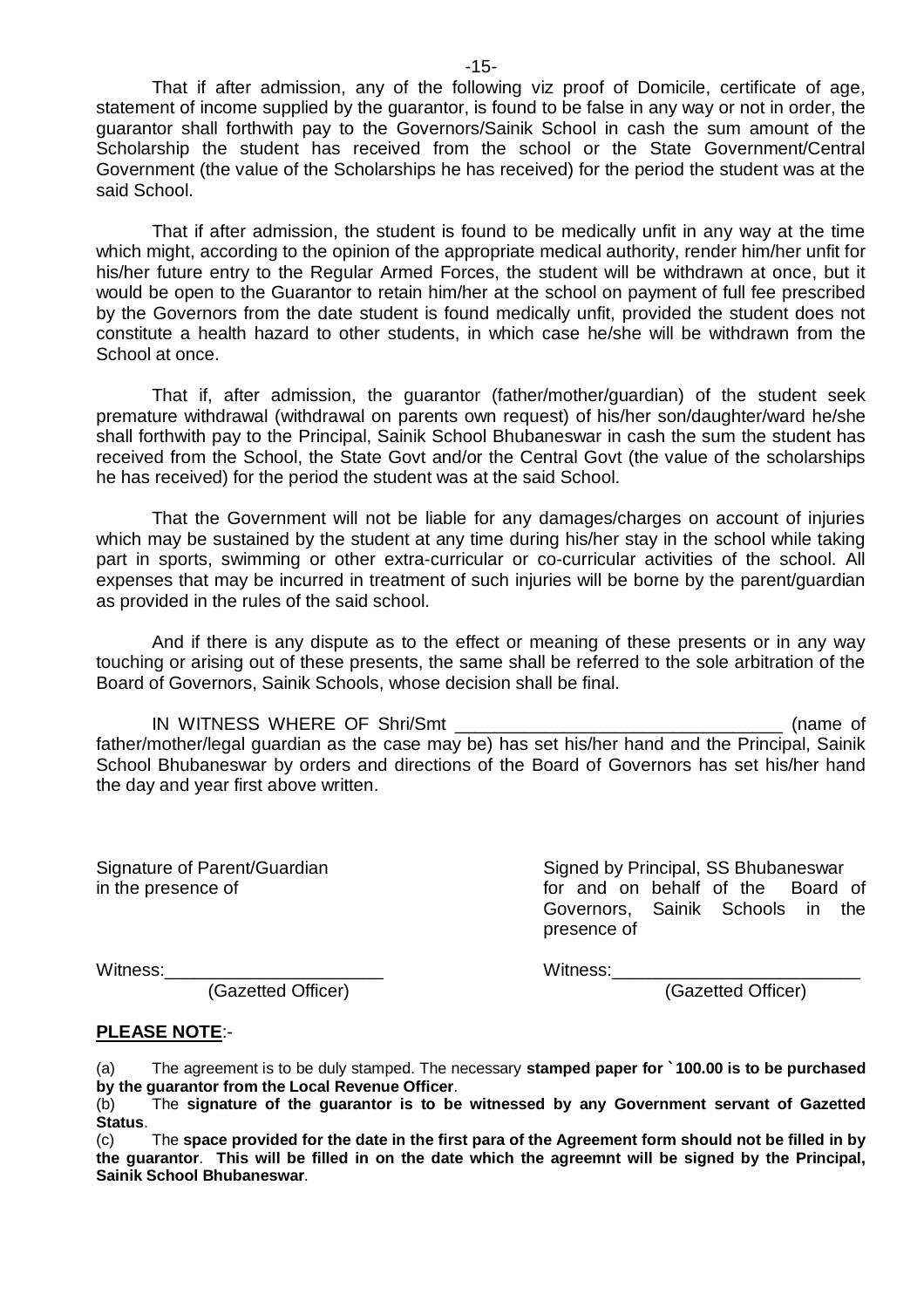That if after admission, any of the following viz proof of Domicile, certificate of age, statement of income supplied by the guarantor, is found to be false in any way or not in order, the guarantor shall forthwith pay to the Governors/Sainik School in cash the sum amount of the Scholarship the student has received from the school or the State Government/Central Government (the value of the Scholarships he has received) for the period the student was at the said School.

That if after admission, the student is found to be medically unfit in any way at the time which might, according to the opinion of the appropriate medical authority, render him/her unfit for his/her future entry to the Regular Armed Forces, the student will be withdrawn at once, but it would be open to the Guarantor to retain him/her at the school on payment of full fee prescribed by the Governors from the date student is found medically unfit, provided the student does not constitute a health hazard to other students, in which case he/she will be withdrawn from the School at once.

That if, after admission, the guarantor (father/mother/guardian) of the student seek premature withdrawal (withdrawal on parents own request) of his/her son/daughter/ward he/she shall forthwith pay to the Principal, Sainik School Bhubaneswar in cash the sum the student has received from the School, the State Govt and/or the Central Govt (the value of the scholarships he has received) for the period the student was at the said School.

That the Government will not be liable for any damages/charges on account of injuries which may be sustained by the student at any time during his/her stay in the school while taking part in sports, swimming or other extra-curricular or co-curricular activities of the school. All expenses that may be incurred in treatment of such injuries will be borne by the parent/guardian as provided in the rules of the said school.

And if there is any dispute as to the effect or meaning of these presents or in any way touching or arising out of these presents, the same shall be referred to the sole arbitration of the Board of Governors, Sainik Schools, whose decision shall be final.

IN WITNESS WHERE OF Shri/Smt ________________________________ (name of father/mother/legal guardian as the case may be) has set his/her hand and the Principal, Sainik School Bhubaneswar by orders and directions of the Board of Governors has set his/her hand the day and year first above written.

Signature of Parent/Guardian in the presence of

Witness:_____________________
(Gazetted Officer)

Signed by Principal, SS Bhubaneswar for and on behalf of the Board of Governors, Sainik Schools in the presence of

Witness:________________________
(Gazetted Officer)

**PLEASE NOTE**:-

(a) The agreement is to be duly stamped. The necessary **stamped paper for ` 100.00 is to be purchased by the guarantor from the Local Revenue Officer**.

(b) The **signature of the guarantor is to be witnessed by any Government servant of Gazetted Status**.

(c) The **space provided for the date in the first para of the Agreement form should not be filled in by the guarantor**. **This will be filled in on the date which the agreemnt will be signed by the Principal, Sainik School Bhubaneswar**.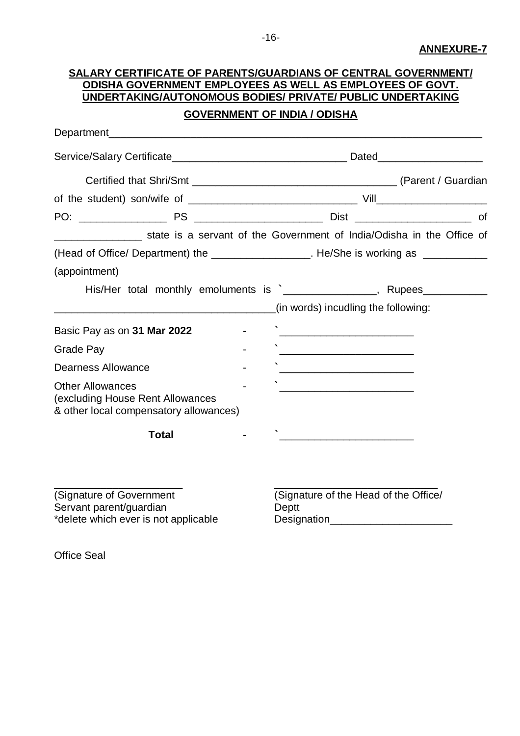**ANNEXURE-7**

**SALARY CERTIFICATE OF PARENTS/GUARDIANS OF CENTRAL GOVERNMENT/ ODISHA GOVERNMENT EMPLOYEES AS WELL AS EMPLOYEES OF GOVT. UNDERTAKING/AUTONOMOUS BODIES/ PRIVATE/ PUBLIC UNDERTAKING**

**GOVERNMENT OF INDIA / ODISHA**

Department_______________________________________________________________

Service/Salary Certificate_____________________________ Dated_________________

Certified that Shri/Smt __________________________________ (Parent / Guardian of the student) son/wife of ____________________________ Vill__________________ PO: ______________ PS _____________________ Dist ___________________ of ______________ state is a servant of the Government of India/Odisha in the Office of (Head of Office/ Department) the ________________. He/She is working as __________ (appointment)

His/Her total monthly emoluments is `_______________, Rupees__________ ____________________________________(in words) incudling the following:

| | | |
|---|---|---|
| Basic Pay as on **31 Mar 2022** | - | `______________________ |
| Grade Pay | - | `______________________ |
| Dearness Allowance | - | `______________________ |
| Other Allowances (excluding House Rent Allowances & other local compensatory allowances) | - | `______________________ |
| **Total** | - | `______________________ |

______________________
(Signature of Government Servant parent/guardian
*delete which ever is not applicable

______________________________
(Signature of the Head of the Office/ Deptt
Designation____________________

Office Seal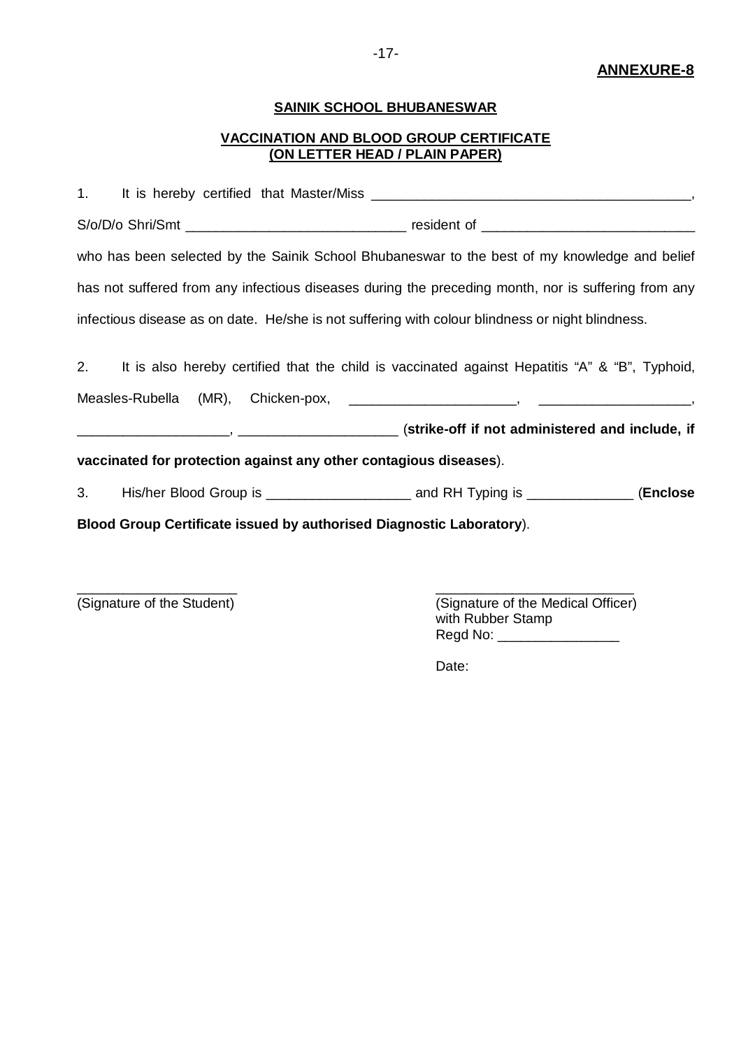**ANNEXURE-8**

**SAINIK SCHOOL BHUBANESWAR**

**VACCINATION AND BLOOD GROUP CERTIFICATE**
**(ON LETTER HEAD / PLAIN PAPER)**

1. It is hereby certified that Master/Miss __________________________________________, S/o/D/o Shri/Smt ____________________________ resident of ___________________________ who has been selected by the Sainik School Bhubaneswar to the best of my knowledge and belief has not suffered from any infectious diseases during the preceding month, nor is suffering from any infectious disease as on date. He/she is not suffering with colour blindness or night blindness.

2. It is also hereby certified that the child is vaccinated against Hepatitis "A" & "B", Typhoid, Measles-Rubella (MR), Chicken-pox, _____________________, ___________________, ___________________, ____________________ (**strike-off if not administered and include, if vaccinated for protection against any other contagious diseases**).

3. His/her Blood Group is __________________ and RH Typing is _____________ (**Enclose Blood Group Certificate issued by authorised Diagnostic Laboratory**).

_____________________
(Signature of the Student)

__________________________
(Signature of the Medical Officer)
with Rubber Stamp
Regd No: ________________

Date: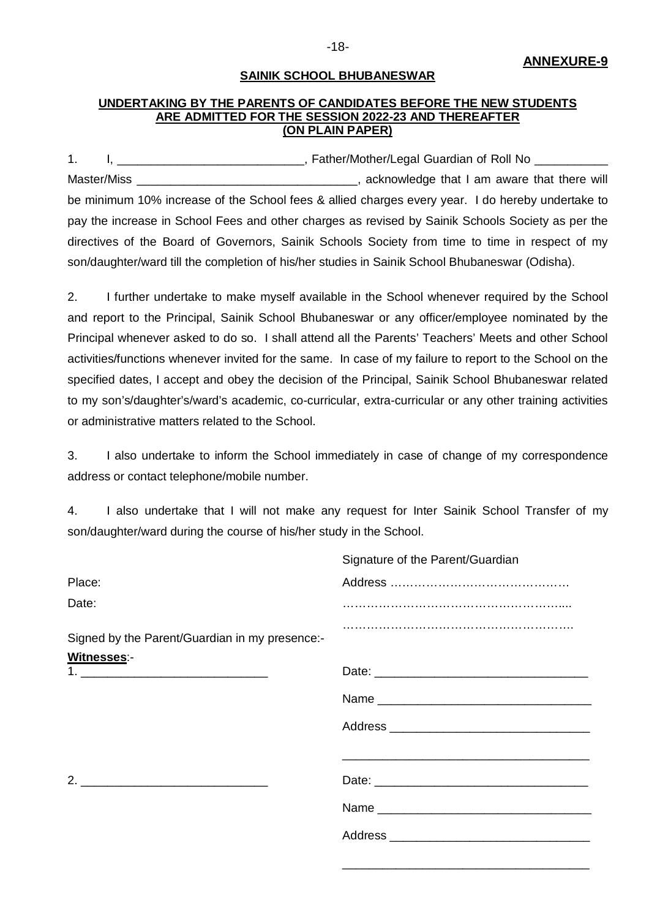**ANNEXURE-9**

**SAINIK SCHOOL BHUBANESWAR**

**UNDERTAKING BY THE PARENTS OF CANDIDATES BEFORE THE NEW STUDENTS ARE ADMITTED FOR THE SESSION 2022-23 AND THEREAFTER (ON PLAIN PAPER)**

1. I, ____________________________, Father/Mother/Legal Guardian of Roll No ___________ Master/Miss _________________________________, acknowledge that I am aware that there will be minimum 10% increase of the School fees & allied charges every year. I do hereby undertake to pay the increase in School Fees and other charges as revised by Sainik Schools Society as per the directives of the Board of Governors, Sainik Schools Society from time to time in respect of my son/daughter/ward till the completion of his/her studies in Sainik School Bhubaneswar (Odisha).

2. I further undertake to make myself available in the School whenever required by the School and report to the Principal, Sainik School Bhubaneswar or any officer/employee nominated by the Principal whenever asked to do so. I shall attend all the Parents' Teachers' Meets and other School activities/functions whenever invited for the same. In case of my failure to report to the School on the specified dates, I accept and obey the decision of the Principal, Sainik School Bhubaneswar related to my son's/daughter's/ward's academic, co-curricular, extra-curricular or any other training activities or administrative matters related to the School.

3. I also undertake to inform the School immediately in case of change of my correspondence address or contact telephone/mobile number.

4. I also undertake that I will not make any request for Inter Sainik School Transfer of my son/daughter/ward during the course of his/her study in the School.

Signature of the Parent/Guardian

Place:

Date:

Address ……………………………………….

……………………………………………….....

…………………………………………………..

Signed by the Parent/Guardian in my presence:-

**Witnesses**:-

1. ____________________________

Date: ________________________________

Name ________________________________

Address ______________________________

_____________________________________

2. ____________________________

Date: ________________________________

Name ________________________________

Address ______________________________

_____________________________________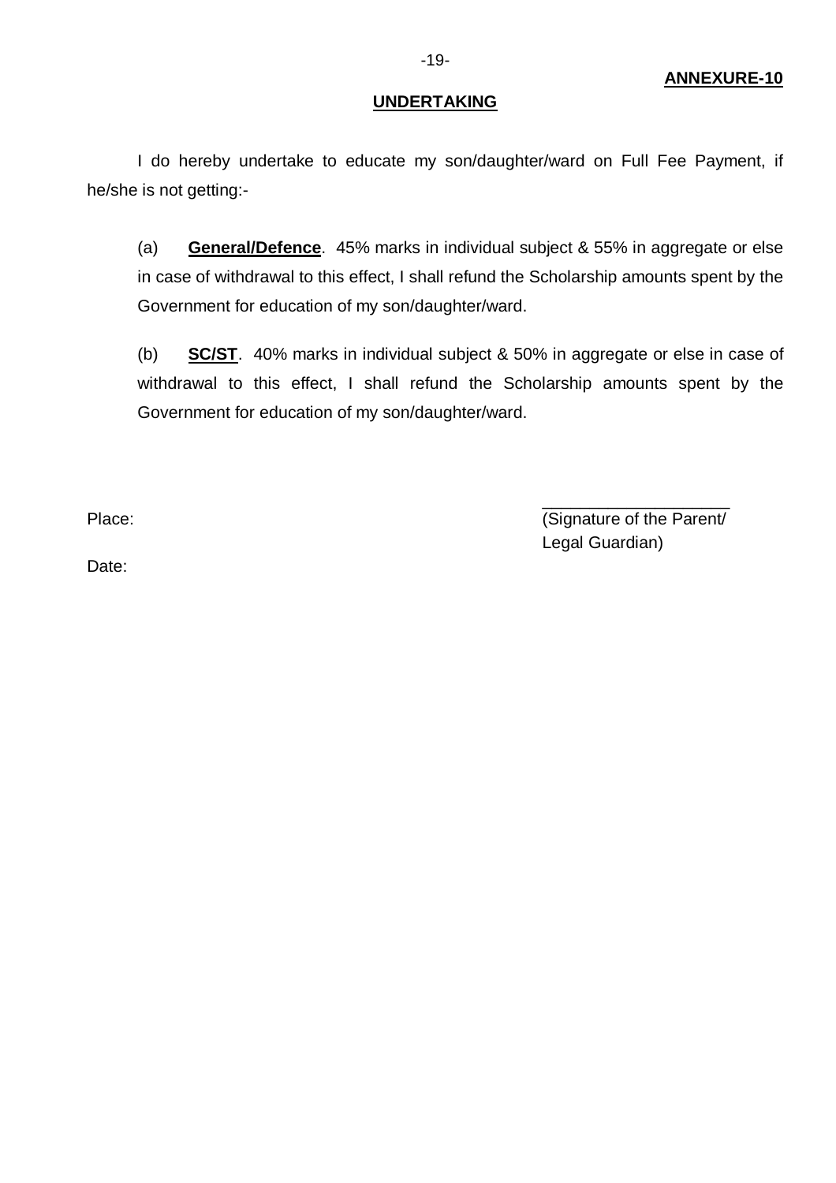**ANNEXURE-10**

## UNDERTAKING

I do hereby undertake to educate my son/daughter/ward on Full Fee Payment, if he/she is not getting:-

(a) **General/Defence**. 45% marks in individual subject & 55% in aggregate or else in case of withdrawal to this effect, I shall refund the Scholarship amounts spent by the Government for education of my son/daughter/ward.

(b) **SC/ST**. 40% marks in individual subject & 50% in aggregate or else in case of withdrawal to this effect, I shall refund the Scholarship amounts spent by the Government for education of my son/daughter/ward.

Place:

____________________
(Signature of the Parent/ Legal Guardian)

Date: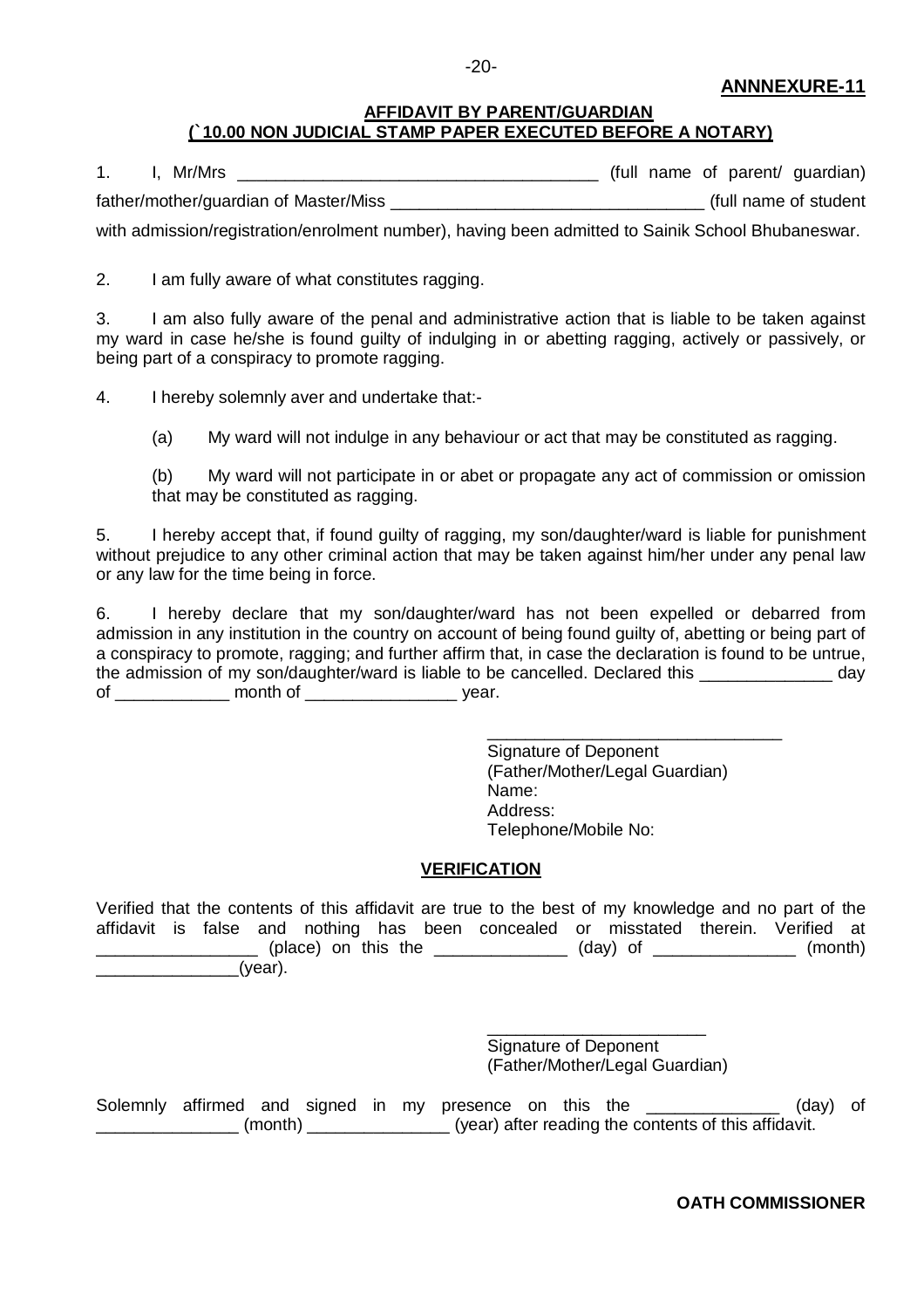**ANNNEXURE-11**

**AFFIDAVIT BY PARENT/GUARDIAN**
**(` 10.00 NON JUDICIAL STAMP PAPER EXECUTED BEFORE A NOTARY)**

1. I, Mr/Mrs ______________________________________ (full name of parent/ guardian) father/mother/guardian of Master/Miss _________________________________ (full name of student with admission/registration/enrolment number), having been admitted to Sainik School Bhubaneswar.

2. I am fully aware of what constitutes ragging.

3. I am also fully aware of the penal and administrative action that is liable to be taken against my ward in case he/she is found guilty of indulging in or abetting ragging, actively or passively, or being part of a conspiracy to promote ragging.

4. I hereby solemnly aver and undertake that:-

   (a) My ward will not indulge in any behaviour or act that may be constituted as ragging.

   (b) My ward will not participate in or abet or propagate any act of commission or omission that may be constituted as ragging.

5. I hereby accept that, if found guilty of ragging, my son/daughter/ward is liable for punishment without prejudice to any other criminal action that may be taken against him/her under any penal law or any law for the time being in force.

6. I hereby declare that my son/daughter/ward has not been expelled or debarred from admission in any institution in the country on account of being found guilty of, abetting or being part of a conspiracy to promote, ragging; and further affirm that, in case the declaration is found to be untrue, the admission of my son/daughter/ward is liable to be cancelled. Declared this ______________ day of ____________ month of ________________ year.

_______________________________
Signature of Deponent
(Father/Mother/Legal Guardian)
Name:
Address:
Telephone/Mobile No:

**VERIFICATION**

Verified that the contents of this affidavit are true to the best of my knowledge and no part of the affidavit is false and nothing has been concealed or misstated therein. Verified at _________________ (place) on this the ______________ (day) of _______________ (month) _______________(year).

_______________________
Signature of Deponent
(Father/Mother/Legal Guardian)

Solemnly affirmed and signed in my presence on this the ______________ (day) of _______________ (month) _______________ (year) after reading the contents of this affidavit.

**OATH COMMISSIONER**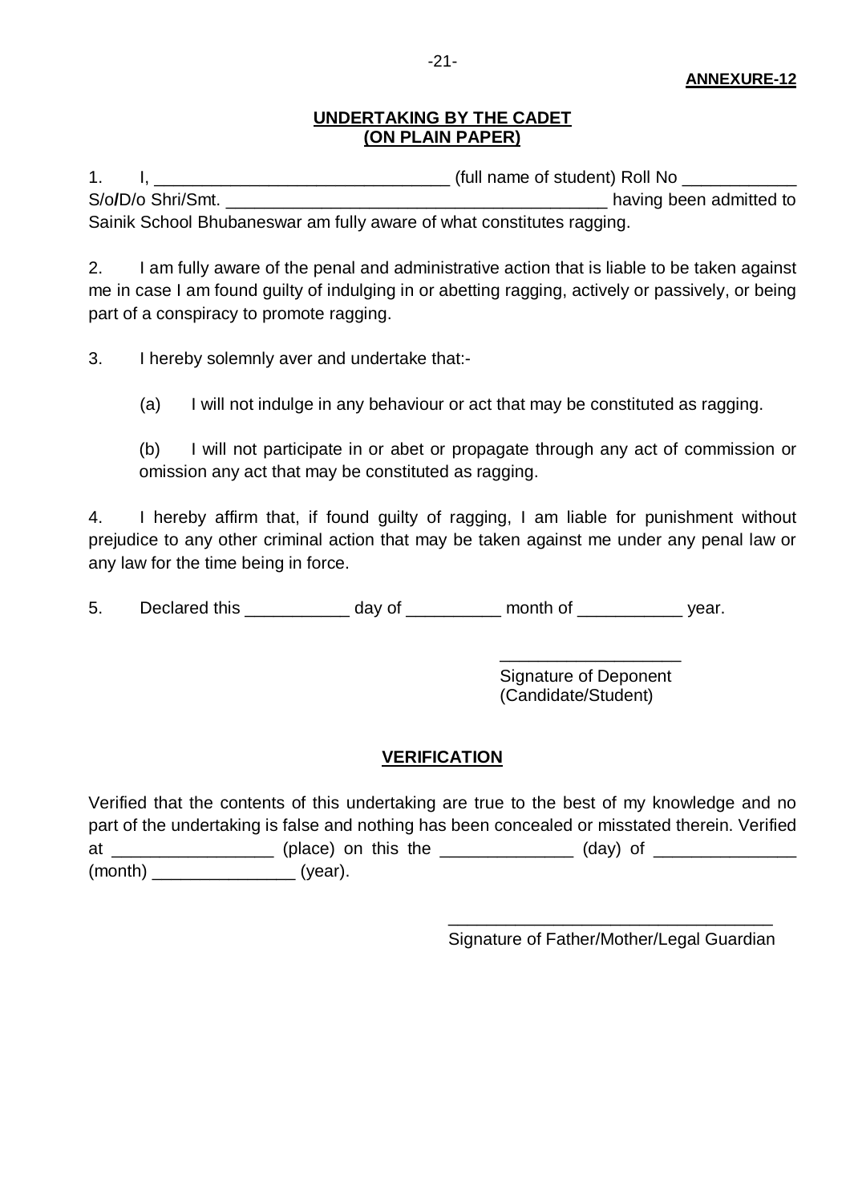**ANNEXURE-12**

**UNDERTAKING BY THE CADET**
**(ON PLAIN PAPER)**

1. I, _______________________________ (full name of student) Roll No ____________ S/o/D/o Shri/Smt. __________________________________________ having been admitted to Sainik School Bhubaneswar am fully aware of what constitutes ragging.

2. I am fully aware of the penal and administrative action that is liable to be taken against me in case I am found guilty of indulging in or abetting ragging, actively or passively, or being part of a conspiracy to promote ragging.

3. I hereby solemnly aver and undertake that:-

(a) I will not indulge in any behaviour or act that may be constituted as ragging.

(b) I will not participate in or abet or propagate through any act of commission or omission any act that may be constituted as ragging.

4. I hereby affirm that, if found guilty of ragging, I am liable for punishment without prejudice to any other criminal action that may be taken against me under any penal law or any law for the time being in force.

5. Declared this ___________ day of __________ month of ___________ year.

___________________
Signature of Deponent
(Candidate/Student)

**VERIFICATION**

Verified that the contents of this undertaking are true to the best of my knowledge and no part of the undertaking is false and nothing has been concealed or misstated therein. Verified at _________________ (place) on this the ______________ (day) of _______________ (month) _______________ (year).

__________________________________
Signature of Father/Mother/Legal Guardian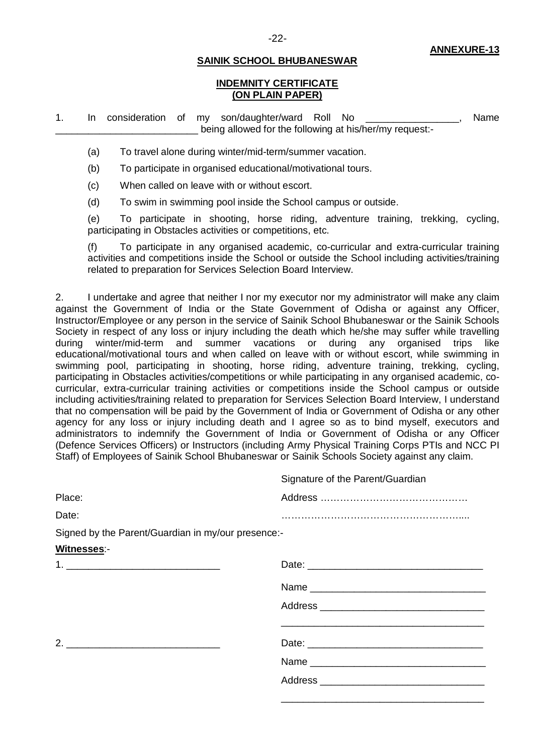**ANNEXURE-13**

**SAINIK SCHOOL BHUBANESWAR**

**INDEMNITY CERTIFICATE**
**(ON PLAIN PAPER)**

1. In consideration of my son/daughter/ward Roll No _________________, Name __________________________ being allowed for the following at his/her/my request:-

   (a) To travel alone during winter/mid-term/summer vacation.

   (b) To participate in organised educational/motivational tours.

   (c) When called on leave with or without escort.

   (d) To swim in swimming pool inside the School campus or outside.

   (e) To participate in shooting, horse riding, adventure training, trekking, cycling, participating in Obstacles activities or competitions, etc.

   (f) To participate in any organised academic, co-curricular and extra-curricular training activities and competitions inside the School or outside the School including activities/training related to preparation for Services Selection Board Interview.

2. I undertake and agree that neither I nor my executor nor my administrator will make any claim against the Government of India or the State Government of Odisha or against any Officer, Instructor/Employee or any person in the service of Sainik School Bhubaneswar or the Sainik Schools Society in respect of any loss or injury including the death which he/she may suffer while travelling during winter/mid-term and summer vacations or during any organised trips like educational/motivational tours and when called on leave with or without escort, while swimming in swimming pool, participating in shooting, horse riding, adventure training, trekking, cycling, participating in Obstacles activities/competitions or while participating in any organised academic, co-curricular, extra-curricular training activities or competitions inside the School campus or outside including activities/training related to preparation for Services Selection Board Interview, I understand that no compensation will be paid by the Government of India or Government of Odisha or any other agency for any loss or injury including death and I agree so as to bind myself, executors and administrators to indemnify the Government of India or Government of Odisha or any Officer (Defence Services Officers) or Instructors (including Army Physical Training Corps PTIs and NCC PI Staff) of Employees of Sainik School Bhubaneswar or Sainik Schools Society against any claim.

Signature of the Parent/Guardian

Place: Address ……………………………………….

Date: ………………………………………………....

Signed by the Parent/Guardian in my/our presence:-

**Witnesses**:-

1. ____________________________ Date: _______________________________

   Name _______________________________

   Address _____________________________

   _____________________________________

2. ____________________________ Date: _______________________________

   Name _______________________________

   Address _____________________________

   _____________________________________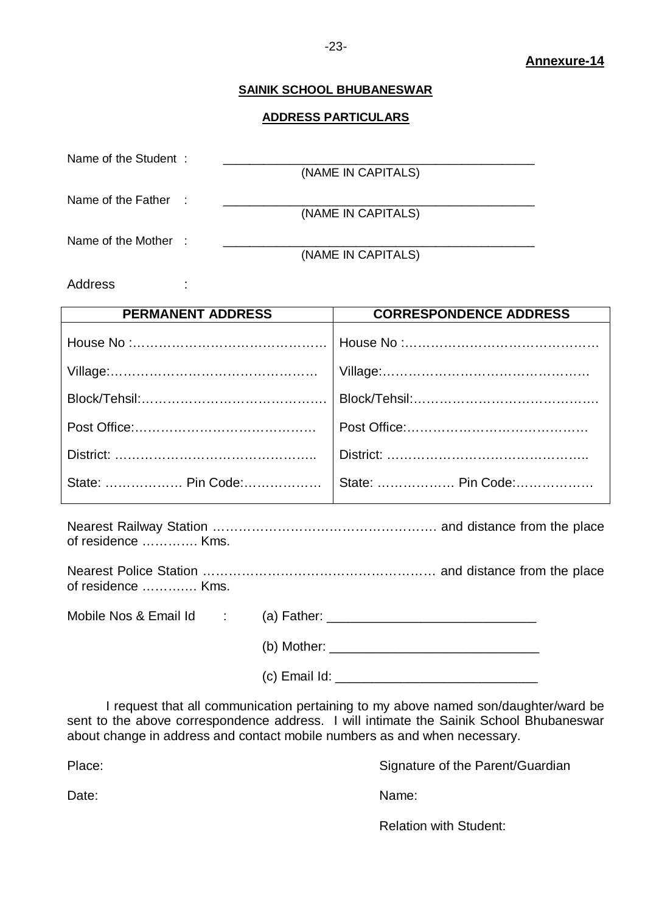**Annexure-14**

**SAINIK SCHOOL BHUBANESWAR**

**ADDRESS PARTICULARS**

Name of the Student : ______________________________________________
(NAME IN CAPITALS)

Name of the Father : ______________________________________________
(NAME IN CAPITALS)

Name of the Mother : ______________________________________________
(NAME IN CAPITALS)

Address :

| PERMANENT ADDRESS | CORRESPONDENCE ADDRESS |
|---|---|
| House No :……………………………………… | House No :……………………………………… |
| Village:………………………………………… | Village:………………………………………… |
| Block/Tehsil:…………………………………… | Block/Tehsil:…………………………………… |
| Post Office:…………………………………… | Post Office:…………………………………… |
| District: ……………………………………… | District: ……………………………………… |
| State: ……………… Pin Code:……………… | State: ……………… Pin Code:……………… |

Nearest Railway Station ……………………………………………. and distance from the place of residence …………. Kms.

Nearest Police Station ……………………………………………… and distance from the place of residence …………. Kms.

Mobile Nos & Email Id : (a) Father: ____________________________

(b) Mother: ____________________________

(c) Email Id: ____________________________

I request that all communication pertaining to my above named son/daughter/ward be sent to the above correspondence address. I will intimate the Sainik School Bhubaneswar about change in address and contact mobile numbers as and when necessary.

Place: Signature of the Parent/Guardian

Date: Name:

Relation with Student: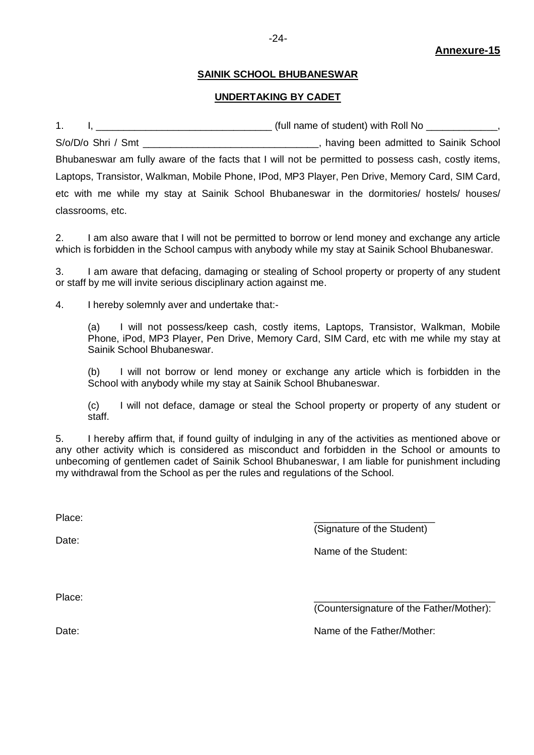**Annexure-15**

**SAINIK SCHOOL BHUBANESWAR**

**UNDERTAKING BY CADET**

1. I, _______________________________ (full name of student) with Roll No _____________, S/o/D/o Shri / Smt _______________________________, having been admitted to Sainik School Bhubaneswar am fully aware of the facts that I will not be permitted to possess cash, costly items, Laptops, Transistor, Walkman, Mobile Phone, IPod, MP3 Player, Pen Drive, Memory Card, SIM Card, etc with me while my stay at Sainik School Bhubaneswar in the dormitories/ hostels/ houses/ classrooms, etc.

2. I am also aware that I will not be permitted to borrow or lend money and exchange any article which is forbidden in the School campus with anybody while my stay at Sainik School Bhubaneswar.

3. I am aware that defacing, damaging or stealing of School property or property of any student or staff by me will invite serious disciplinary action against me.

4. I hereby solemnly aver and undertake that:-

(a) I will not possess/keep cash, costly items, Laptops, Transistor, Walkman, Mobile Phone, iPod, MP3 Player, Pen Drive, Memory Card, SIM Card, etc with me while my stay at Sainik School Bhubaneswar.

(b) I will not borrow or lend money or exchange any article which is forbidden in the School with anybody while my stay at Sainik School Bhubaneswar.

(c) I will not deface, damage or steal the School property or property of any student or staff.

5. I hereby affirm that, if found guilty of indulging in any of the activities as mentioned above or any other activity which is considered as misconduct and forbidden in the School or amounts to unbecoming of gentlemen cadet of Sainik School Bhubaneswar, I am liable for punishment including my withdrawal from the School as per the rules and regulations of the School.

Place:

Date:

_____________________
(Signature of the Student)

Name of the Student:

Place:

Date:

_________________________________
(Countersignature of the Father/Mother):

Name of the Father/Mother: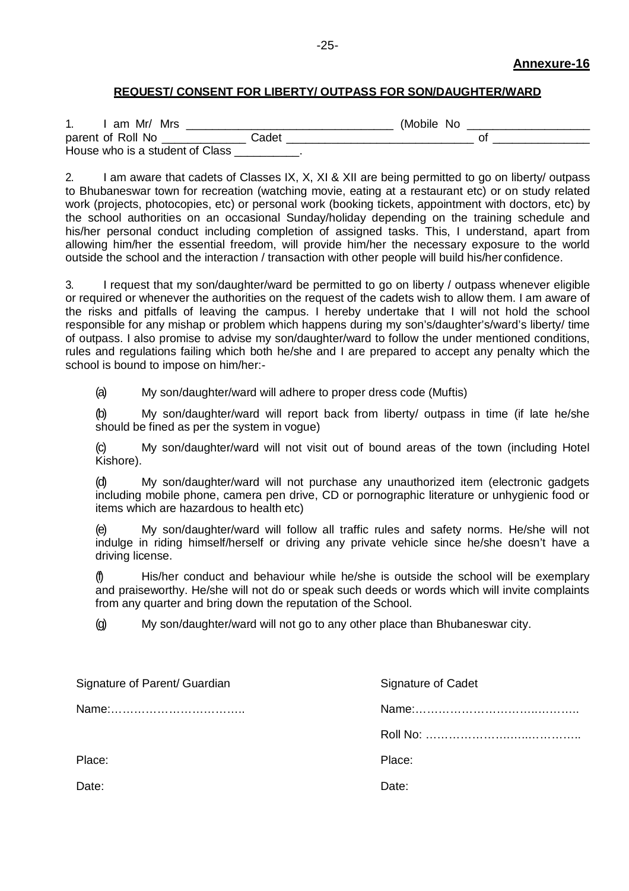**Annexure-16**

## REQUEST/ CONSENT FOR LIBERTY/ OUTPASS FOR SON/DAUGHTER/WARD

1. I am Mr/ Mrs ________________________________ (Mobile No ___________________ parent of Roll No _____________ Cadet _____________________________ of _______________ House who is a student of Class __________.

2. I am aware that cadets of Classes IX, X, XI & XII are being permitted to go on liberty/ outpass to Bhubaneswar town for recreation (watching movie, eating at a restaurant etc) or on study related work (projects, photocopies, etc) or personal work (booking tickets, appointment with doctors, etc) by the school authorities on an occasional Sunday/holiday depending on the training schedule and his/her personal conduct including completion of assigned tasks. This, I understand, apart from allowing him/her the essential freedom, will provide him/her the necessary exposure to the world outside the school and the interaction / transaction with other people will build his/her confidence.

3. I request that my son/daughter/ward be permitted to go on liberty / outpass whenever eligible or required or whenever the authorities on the request of the cadets wish to allow them. I am aware of the risks and pitfalls of leaving the campus. I hereby undertake that I will not hold the school responsible for any mishap or problem which happens during my son's/daughter's/ward's liberty/ time of outpass. I also promise to advise my son/daughter/ward to follow the under mentioned conditions, rules and regulations failing which both he/she and I are prepared to accept any penalty which the school is bound to impose on him/her:-

(a) My son/daughter/ward will adhere to proper dress code (Muftis)

(b) My son/daughter/ward will report back from liberty/ outpass in time (if late he/she should be fined as per the system in vogue)

(c) My son/daughter/ward will not visit out of bound areas of the town (including Hotel Kishore).

(d) My son/daughter/ward will not purchase any unauthorized item (electronic gadgets including mobile phone, camera pen drive, CD or pornographic literature or unhygienic food or items which are hazardous to health etc)

(e) My son/daughter/ward will follow all traffic rules and safety norms. He/she will not indulge in riding himself/herself or driving any private vehicle since he/she doesn't have a driving license.

(f) His/her conduct and behaviour while he/she is outside the school will be exemplary and praiseworthy. He/she will not do or speak such deeds or words which will invite complaints from any quarter and bring down the reputation of the School.

(g) My son/daughter/ward will not go to any other place than Bhubaneswar city.

| Signature of Parent/ Guardian | Signature of Cadet |
|---|---|
| Name:…………………………….. | Name:……………………………………. |
| | Roll No: ……………………………………. |
| Place: | Place: |
| Date: | Date: |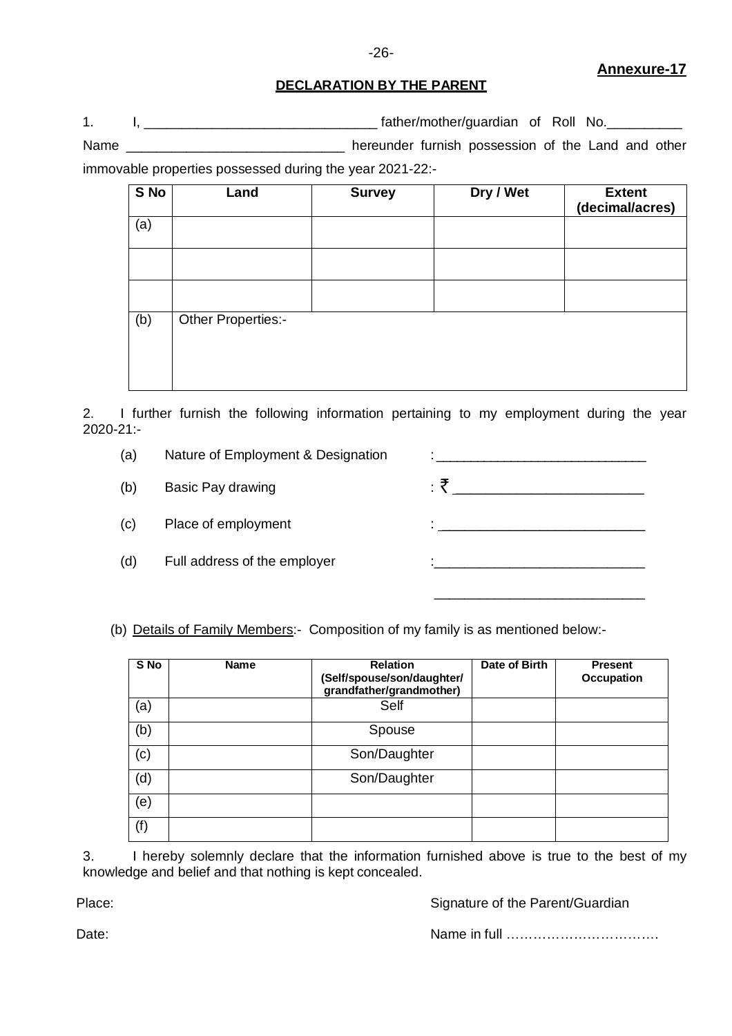**Annexure-17**

## DECLARATION BY THE PARENT

1. I, _______________________________ father/mother/guardian of Roll No.__________ Name ____________________________ hereunder furnish possession of the Land and other immovable properties possessed during the year 2021-22:-

| S No | Land | Survey | Dry / Wet | Extent (decimal/acres) |
|---|---|---|---|---|
| (a) | | | | |
| | | | | |
| | | | | |
| (b) | Other Properties:- | | | |

2. I further furnish the following information pertaining to my employment during the year 2020-21:-

(a) Nature of Employment & Designation : ____________________________

(b) Basic Pay drawing : ₹ _________________________

(c) Place of employment : ___________________________

(d) Full address of the employer : ____________________________

____________________________

(b) Details of Family Members:- Composition of my family is as mentioned below:-

| S No | Name | Relation (Self/spouse/son/daughter/ grandfather/grandmother) | Date of Birth | Present Occupation |
|---|---|---|---|---|
| (a) | | Self | | |
| (b) | | Spouse | | |
| (c) | | Son/Daughter | | |
| (d) | | Son/Daughter | | |
| (e) | | | | |
| (f) | | | | |

3. I hereby solemnly declare that the information furnished above is true to the best of my knowledge and belief and that nothing is kept concealed.

Place: Signature of the Parent/Guardian

Date: Name in full ……………………………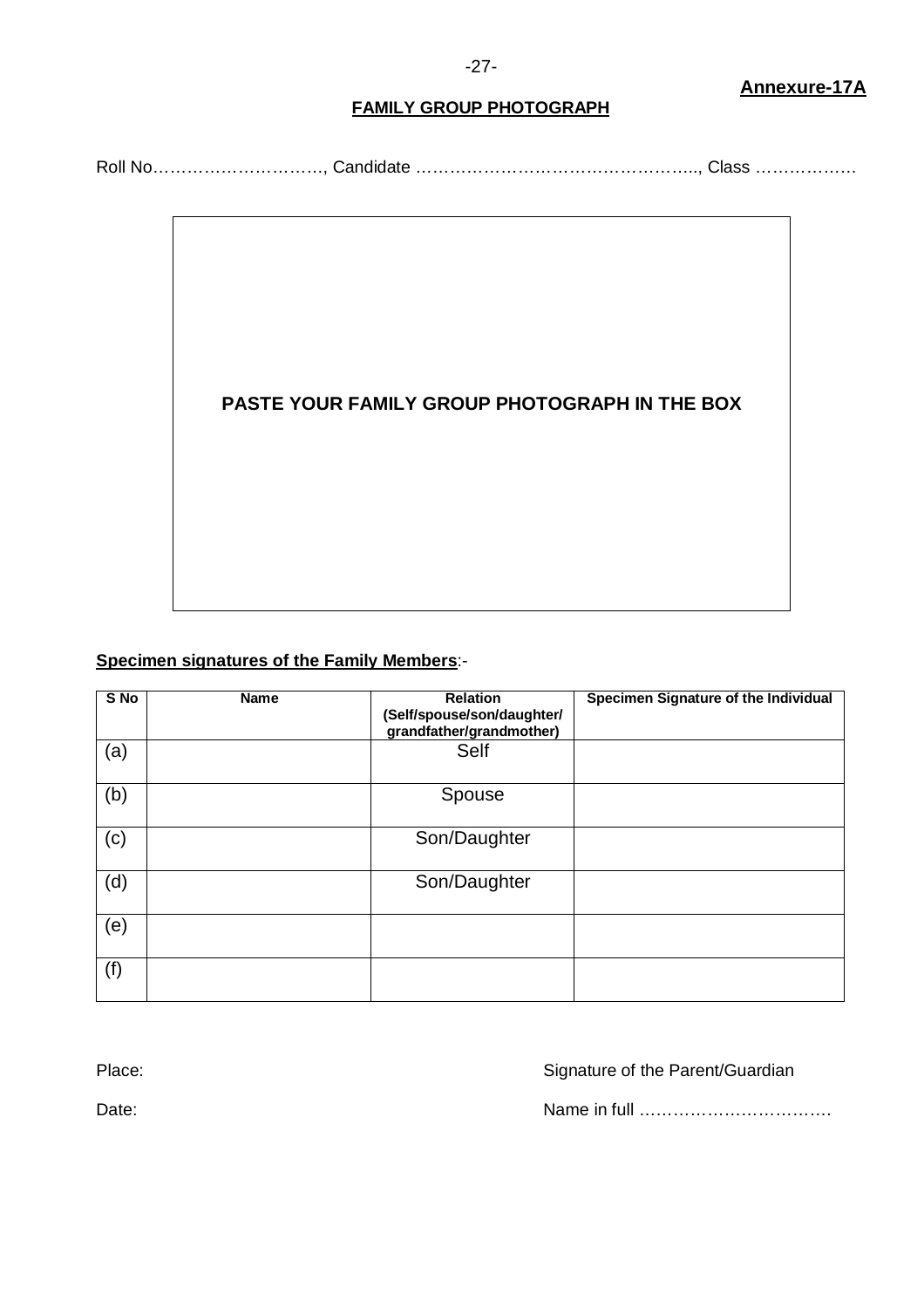**Annexure-17A**

**FAMILY GROUP PHOTOGRAPH**

Roll No…………………………, Candidate …………………………………………., Class ………………

**PASTE YOUR FAMILY GROUP PHOTOGRAPH IN THE BOX**

**Specimen signatures of the Family Members**:-

| S No | Name | Relation (Self/spouse/son/daughter/ grandfather/grandmother) | Specimen Signature of the Individual |
|---|---|---|---|
| (a) | | Self | |
| (b) | | Spouse | |
| (c) | | Son/Daughter | |
| (d) | | Son/Daughter | |
| (e) | | | |
| (f) | | | |

Place: Signature of the Parent/Guardian

Date: Name in full ……………………………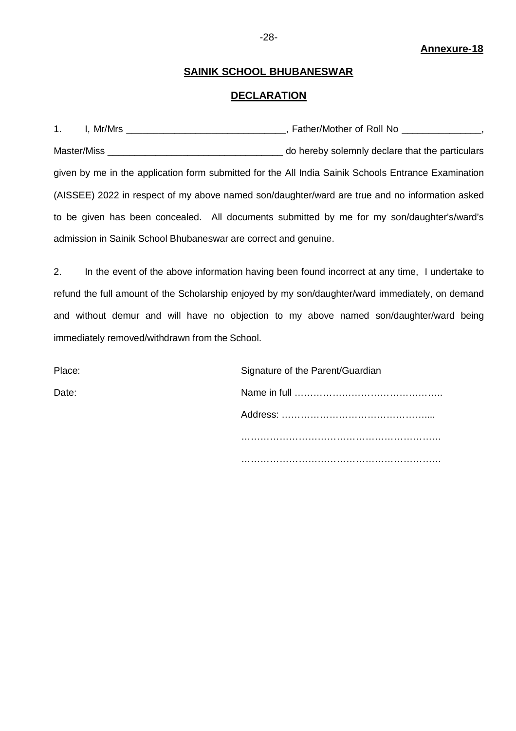**Annexure-18**

## SAINIK SCHOOL BHUBANESWAR

## DECLARATION

1. I, Mr/Mrs ______________________________, Father/Mother of Roll No _______________, Master/Miss ________________________________ do hereby solemnly declare that the particulars given by me in the application form submitted for the All India Sainik Schools Entrance Examination (AISSEE) 2022 in respect of my above named son/daughter/ward are true and no information asked to be given has been concealed. All documents submitted by me for my son/daughter's/ward's admission in Sainik School Bhubaneswar are correct and genuine.

2. In the event of the above information having been found incorrect at any time, I undertake to refund the full amount of the Scholarship enjoyed by my son/daughter/ward immediately, on demand and without demur and will have no objection to my above named son/daughter/ward being immediately removed/withdrawn from the School.

Place: Signature of the Parent/Guardian

Date: Name in full ………………………………………..

Address: ……………………………………….....

……………………………………………………….

……………………………………………………….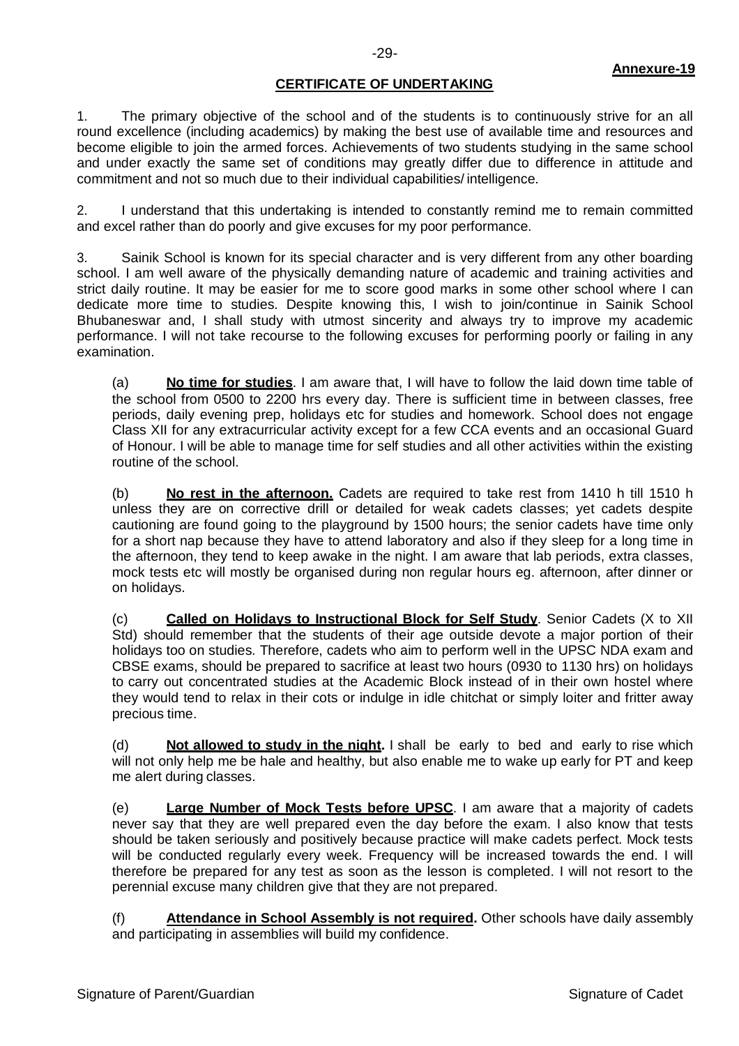**Annexure-19**

## CERTIFICATE OF UNDERTAKING

1. The primary objective of the school and of the students is to continuously strive for an all round excellence (including academics) by making the best use of available time and resources and become eligible to join the armed forces. Achievements of two students studying in the same school and under exactly the same set of conditions may greatly differ due to difference in attitude and commitment and not so much due to their individual capabilities/ intelligence.

2. I understand that this undertaking is intended to constantly remind me to remain committed and excel rather than do poorly and give excuses for my poor performance.

3. Sainik School is known for its special character and is very different from any other boarding school. I am well aware of the physically demanding nature of academic and training activities and strict daily routine. It may be easier for me to score good marks in some other school where I can dedicate more time to studies. Despite knowing this, I wish to join/continue in Sainik School Bhubaneswar and, I shall study with utmost sincerity and always try to improve my academic performance. I will not take recourse to the following excuses for performing poorly or failing in any examination.

(a) **No time for studies**. I am aware that, I will have to follow the laid down time table of the school from 0500 to 2200 hrs every day. There is sufficient time in between classes, free periods, daily evening prep, holidays etc for studies and homework. School does not engage Class XII for any extracurricular activity except for a few CCA events and an occasional Guard of Honour. I will be able to manage time for self studies and all other activities within the existing routine of the school.

(b) **No rest in the afternoon.** Cadets are required to take rest from 1410 h till 1510 h unless they are on corrective drill or detailed for weak cadets classes; yet cadets despite cautioning are found going to the playground by 1500 hours; the senior cadets have time only for a short nap because they have to attend laboratory and also if they sleep for a long time in the afternoon, they tend to keep awake in the night. I am aware that lab periods, extra classes, mock tests etc will mostly be organised during non regular hours eg. afternoon, after dinner or on holidays.

(c) **Called on Holidays to Instructional Block for Self Study**. Senior Cadets (X to XII Std) should remember that the students of their age outside devote a major portion of their holidays too on studies. Therefore, cadets who aim to perform well in the UPSC NDA exam and CBSE exams, should be prepared to sacrifice at least two hours (0930 to 1130 hrs) on holidays to carry out concentrated studies at the Academic Block instead of in their own hostel where they would tend to relax in their cots or indulge in idle chitchat or simply loiter and fritter away precious time.

(d) **Not allowed to study in the night.** I shall be early to bed and early to rise which will not only help me be hale and healthy, but also enable me to wake up early for PT and keep me alert during classes.

(e) **Large Number of Mock Tests before UPSC**. I am aware that a majority of cadets never say that they are well prepared even the day before the exam. I also know that tests should be taken seriously and positively because practice will make cadets perfect. Mock tests will be conducted regularly every week. Frequency will be increased towards the end. I will therefore be prepared for any test as soon as the lesson is completed. I will not resort to the perennial excuse many children give that they are not prepared.

(f) **Attendance in School Assembly is not required.** Other schools have daily assembly and participating in assemblies will build my confidence.

Signature of Parent/Guardian                                                   Signature of Cadet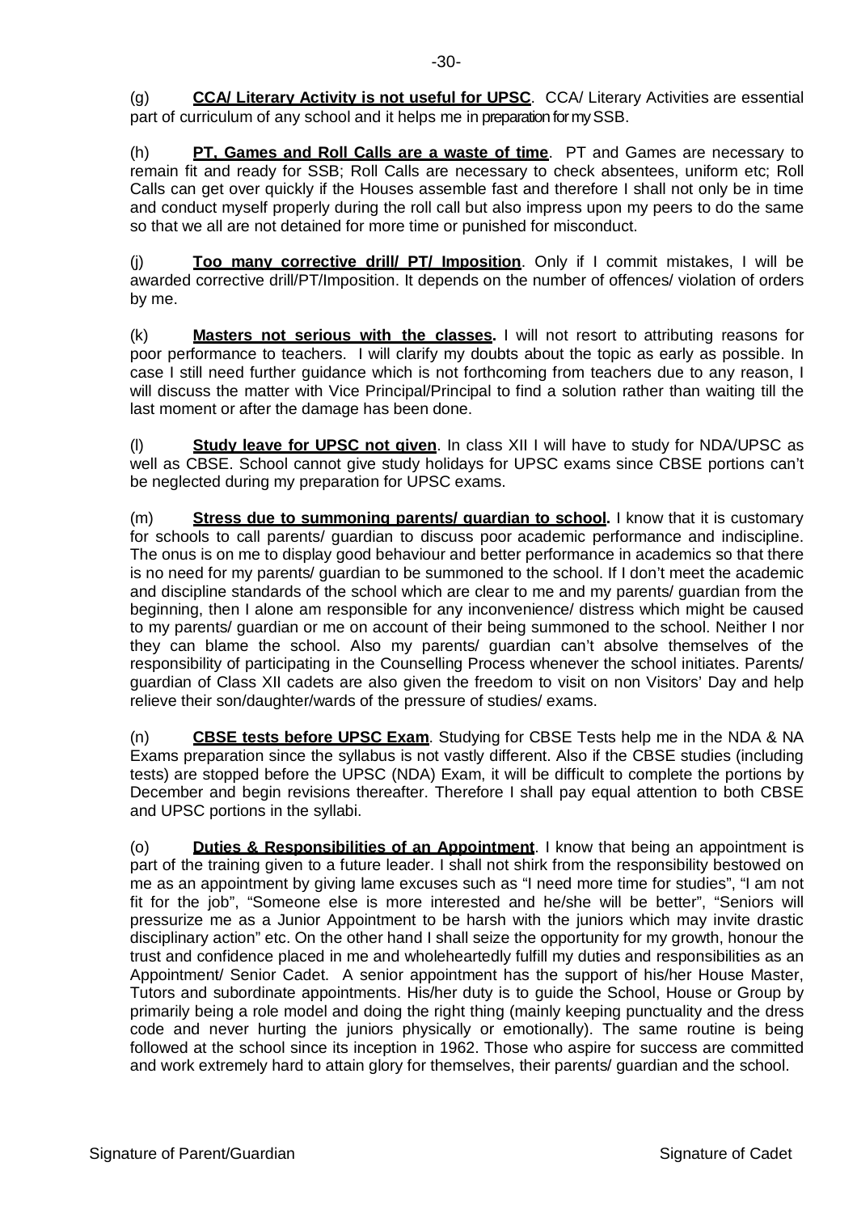(g) **CCA/ Literary Activity is not useful for UPSC**. CCA/ Literary Activities are essential part of curriculum of any school and it helps me in preparation for my SSB.

(h) **PT, Games and Roll Calls are a waste of time**. PT and Games are necessary to remain fit and ready for SSB; Roll Calls are necessary to check absentees, uniform etc; Roll Calls can get over quickly if the Houses assemble fast and therefore I shall not only be in time and conduct myself properly during the roll call but also impress upon my peers to do the same so that we all are not detained for more time or punished for misconduct.

(j) **Too many corrective drill/ PT/ Imposition**. Only if I commit mistakes, I will be awarded corrective drill/PT/Imposition. It depends on the number of offences/ violation of orders by me.

(k) **Masters not serious with the classes.** I will not resort to attributing reasons for poor performance to teachers. I will clarify my doubts about the topic as early as possible. In case I still need further guidance which is not forthcoming from teachers due to any reason, I will discuss the matter with Vice Principal/Principal to find a solution rather than waiting till the last moment or after the damage has been done.

(l) **Study leave for UPSC not given**. In class XII I will have to study for NDA/UPSC as well as CBSE. School cannot give study holidays for UPSC exams since CBSE portions can't be neglected during my preparation for UPSC exams.

(m) **Stress due to summoning parents/ guardian to school.** I know that it is customary for schools to call parents/ guardian to discuss poor academic performance and indiscipline. The onus is on me to display good behaviour and better performance in academics so that there is no need for my parents/ guardian to be summoned to the school. If I don't meet the academic and discipline standards of the school which are clear to me and my parents/ guardian from the beginning, then I alone am responsible for any inconvenience/ distress which might be caused to my parents/ guardian or me on account of their being summoned to the school. Neither I nor they can blame the school. Also my parents/ guardian can't absolve themselves of the responsibility of participating in the Counselling Process whenever the school initiates. Parents/ guardian of Class XII cadets are also given the freedom to visit on non Visitors' Day and help relieve their son/daughter/wards of the pressure of studies/ exams.

(n) **CBSE tests before UPSC Exam**. Studying for CBSE Tests help me in the NDA & NA Exams preparation since the syllabus is not vastly different. Also if the CBSE studies (including tests) are stopped before the UPSC (NDA) Exam, it will be difficult to complete the portions by December and begin revisions thereafter. Therefore I shall pay equal attention to both CBSE and UPSC portions in the syllabi.

(o) **Duties & Responsibilities of an Appointment**. I know that being an appointment is part of the training given to a future leader. I shall not shirk from the responsibility bestowed on me as an appointment by giving lame excuses such as "I need more time for studies", "I am not fit for the job", "Someone else is more interested and he/she will be better", "Seniors will pressurize me as a Junior Appointment to be harsh with the juniors which may invite drastic disciplinary action" etc. On the other hand I shall seize the opportunity for my growth, honour the trust and confidence placed in me and wholeheartedly fulfill my duties and responsibilities as an Appointment/ Senior Cadet. A senior appointment has the support of his/her House Master, Tutors and subordinate appointments. His/her duty is to guide the School, House or Group by primarily being a role model and doing the right thing (mainly keeping punctuality and the dress code and never hurting the juniors physically or emotionally). The same routine is being followed at the school since its inception in 1962. Those who aspire for success are committed and work extremely hard to attain glory for themselves, their parents/ guardian and the school.

Signature of Parent/Guardian                                                                 Signature of Cadet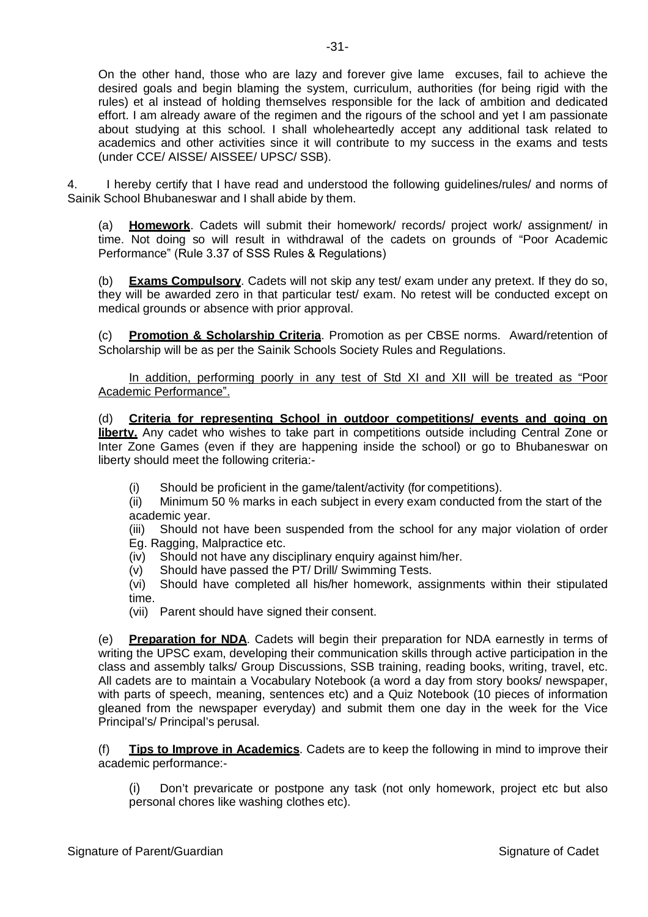On the other hand, those who are lazy and forever give lame excuses, fail to achieve the desired goals and begin blaming the system, curriculum, authorities (for being rigid with the rules) et al instead of holding themselves responsible for the lack of ambition and dedicated effort. I am already aware of the regimen and the rigours of the school and yet I am passionate about studying at this school. I shall wholeheartedly accept any additional task related to academics and other activities since it will contribute to my success in the exams and tests (under CCE/ AISSE/ AISSEE/ UPSC/ SSB).

4. I hereby certify that I have read and understood the following guidelines/rules/ and norms of Sainik School Bhubaneswar and I shall abide by them.

(a) **Homework**. Cadets will submit their homework/ records/ project work/ assignment/ in time. Not doing so will result in withdrawal of the cadets on grounds of "Poor Academic Performance" (Rule 3.37 of SSS Rules & Regulations)

(b) **Exams Compulsory**. Cadets will not skip any test/ exam under any pretext. If they do so, they will be awarded zero in that particular test/ exam. No retest will be conducted except on medical grounds or absence with prior approval.

(c) **Promotion & Scholarship Criteria**. Promotion as per CBSE norms. Award/retention of Scholarship will be as per the Sainik Schools Society Rules and Regulations.

In addition, performing poorly in any test of Std XI and XII will be treated as "Poor Academic Performance".

(d) **Criteria for representing School in outdoor competitions/ events and going on liberty.** Any cadet who wishes to take part in competitions outside including Central Zone or Inter Zone Games (even if they are happening inside the school) or go to Bhubaneswar on liberty should meet the following criteria:-

(i) Should be proficient in the game/talent/activity (for competitions).
(ii) Minimum 50 % marks in each subject in every exam conducted from the start of the academic year.
(iii) Should not have been suspended from the school for any major violation of order Eg. Ragging, Malpractice etc.
(iv) Should not have any disciplinary enquiry against him/her.
(v) Should have passed the PT/ Drill/ Swimming Tests.
(vi) Should have completed all his/her homework, assignments within their stipulated time.
(vii) Parent should have signed their consent.

(e) **Preparation for NDA**. Cadets will begin their preparation for NDA earnestly in terms of writing the UPSC exam, developing their communication skills through active participation in the class and assembly talks/ Group Discussions, SSB training, reading books, writing, travel, etc. All cadets are to maintain a Vocabulary Notebook (a word a day from story books/ newspaper, with parts of speech, meaning, sentences etc) and a Quiz Notebook (10 pieces of information gleaned from the newspaper everyday) and submit them one day in the week for the Vice Principal's/ Principal's perusal.

(f) **Tips to Improve in Academics**. Cadets are to keep the following in mind to improve their academic performance:-

(i) Don't prevaricate or postpone any task (not only homework, project etc but also personal chores like washing clothes etc).

Signature of Parent/Guardian Signature of Cadet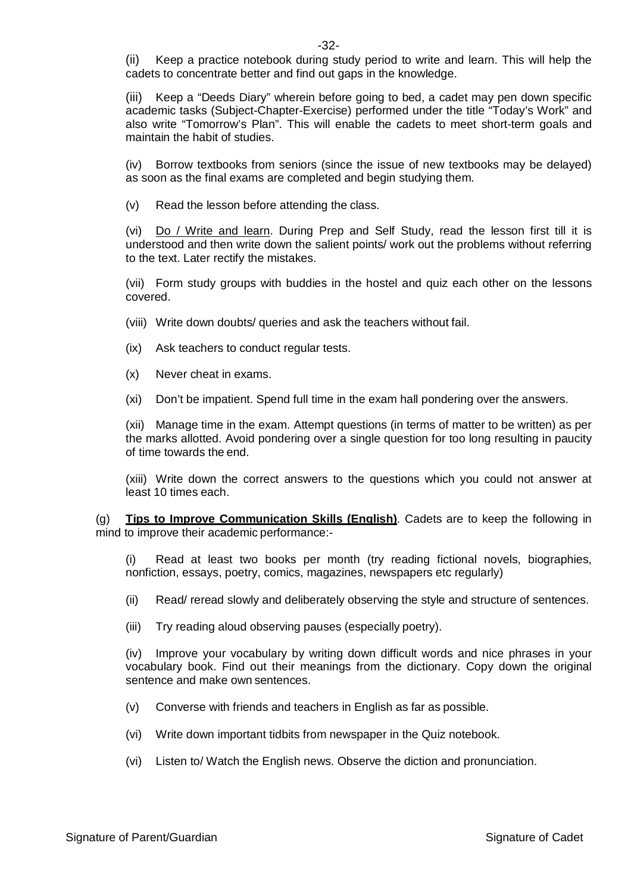(ii) Keep a practice notebook during study period to write and learn. This will help the cadets to concentrate better and find out gaps in the knowledge.

(iii) Keep a "Deeds Diary" wherein before going to bed, a cadet may pen down specific academic tasks (Subject-Chapter-Exercise) performed under the title "Today's Work" and also write "Tomorrow's Plan". This will enable the cadets to meet short-term goals and maintain the habit of studies.

(iv) Borrow textbooks from seniors (since the issue of new textbooks may be delayed) as soon as the final exams are completed and begin studying them.

(v) Read the lesson before attending the class.

(vi) <u>Do / Write and learn</u>. During Prep and Self Study, read the lesson first till it is understood and then write down the salient points/ work out the problems without referring to the text. Later rectify the mistakes.

(vii) Form study groups with buddies in the hostel and quiz each other on the lessons covered.

(viii) Write down doubts/ queries and ask the teachers without fail.

(ix) Ask teachers to conduct regular tests.

(x) Never cheat in exams.

(xi) Don't be impatient. Spend full time in the exam hall pondering over the answers.

(xii) Manage time in the exam. Attempt questions (in terms of matter to be written) as per the marks allotted. Avoid pondering over a single question for too long resulting in paucity of time towards the end.

(xiii) Write down the correct answers to the questions which you could not answer at least 10 times each.

(g) **<u>Tips to Improve Communication Skills (English)</u>**. Cadets are to keep the following in mind to improve their academic performance:-

(i) Read at least two books per month (try reading fictional novels, biographies, nonfiction, essays, poetry, comics, magazines, newspapers etc regularly)

(ii) Read/ reread slowly and deliberately observing the style and structure of sentences.

(iii) Try reading aloud observing pauses (especially poetry).

(iv) Improve your vocabulary by writing down difficult words and nice phrases in your vocabulary book. Find out their meanings from the dictionary. Copy down the original sentence and make own sentences.

(v) Converse with friends and teachers in English as far as possible.

(vi) Write down important tidbits from newspaper in the Quiz notebook.

(vi) Listen to/ Watch the English news. Observe the diction and pronunciation.

Signature of Parent/Guardian | Signature of Cadet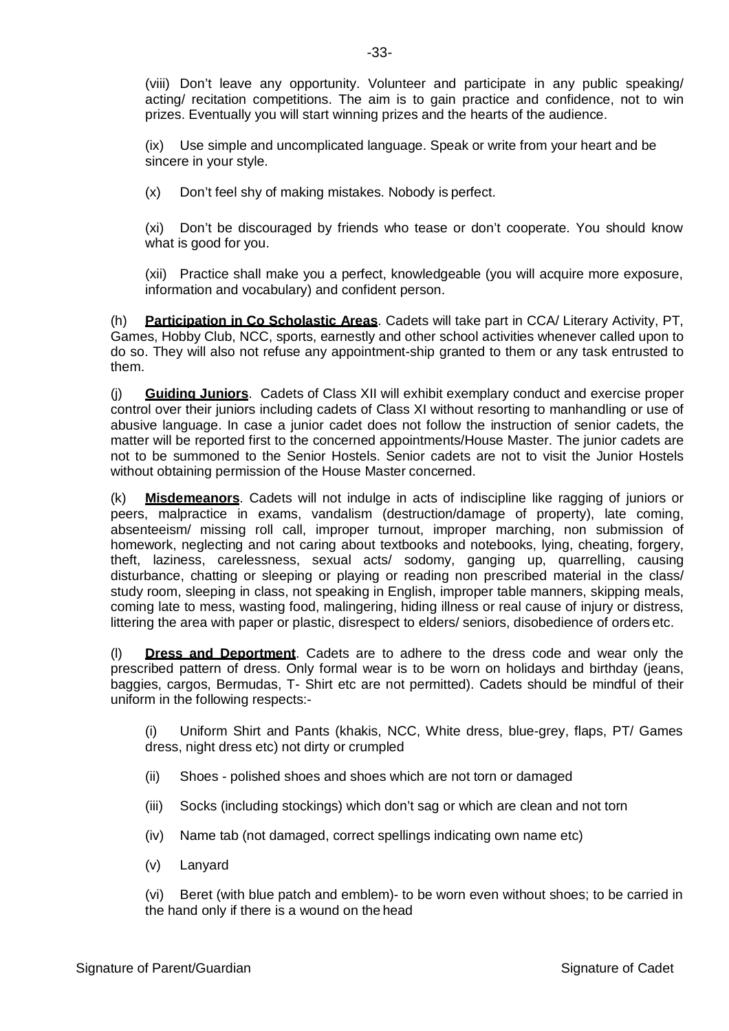(viii) Don't leave any opportunity. Volunteer and participate in any public speaking/ acting/ recitation competitions. The aim is to gain practice and confidence, not to win prizes. Eventually you will start winning prizes and the hearts of the audience.

(ix) Use simple and uncomplicated language. Speak or write from your heart and be sincere in your style.

(x) Don't feel shy of making mistakes. Nobody is perfect.

(xi) Don't be discouraged by friends who tease or don't cooperate. You should know what is good for you.

(xii) Practice shall make you a perfect, knowledgeable (you will acquire more exposure, information and vocabulary) and confident person.

(h) **Participation in Co Scholastic Areas**. Cadets will take part in CCA/ Literary Activity, PT, Games, Hobby Club, NCC, sports, earnestly and other school activities whenever called upon to do so. They will also not refuse any appointment-ship granted to them or any task entrusted to them.

(j) **Guiding Juniors**. Cadets of Class XII will exhibit exemplary conduct and exercise proper control over their juniors including cadets of Class XI without resorting to manhandling or use of abusive language. In case a junior cadet does not follow the instruction of senior cadets, the matter will be reported first to the concerned appointments/House Master. The junior cadets are not to be summoned to the Senior Hostels. Senior cadets are not to visit the Junior Hostels without obtaining permission of the House Master concerned.

(k) **Misdemeanors**. Cadets will not indulge in acts of indiscipline like ragging of juniors or peers, malpractice in exams, vandalism (destruction/damage of property), late coming, absenteeism/ missing roll call, improper turnout, improper marching, non submission of homework, neglecting and not caring about textbooks and notebooks, lying, cheating, forgery, theft, laziness, carelessness, sexual acts/ sodomy, ganging up, quarrelling, causing disturbance, chatting or sleeping or playing or reading non prescribed material in the class/ study room, sleeping in class, not speaking in English, improper table manners, skipping meals, coming late to mess, wasting food, malingering, hiding illness or real cause of injury or distress, littering the area with paper or plastic, disrespect to elders/ seniors, disobedience of orders etc.

(l) **Dress and Deportment**. Cadets are to adhere to the dress code and wear only the prescribed pattern of dress. Only formal wear is to be worn on holidays and birthday (jeans, baggies, cargos, Bermudas, T- Shirt etc are not permitted). Cadets should be mindful of their uniform in the following respects:-

(i) Uniform Shirt and Pants (khakis, NCC, White dress, blue-grey, flaps, PT/ Games dress, night dress etc) not dirty or crumpled

(ii) Shoes - polished shoes and shoes which are not torn or damaged

(iii) Socks (including stockings) which don't sag or which are clean and not torn

(iv) Name tab (not damaged, correct spellings indicating own name etc)

(v) Lanyard

(vi) Beret (with blue patch and emblem)- to be worn even without shoes; to be carried in the hand only if there is a wound on the head

Signature of Parent/Guardian Signature of Cadet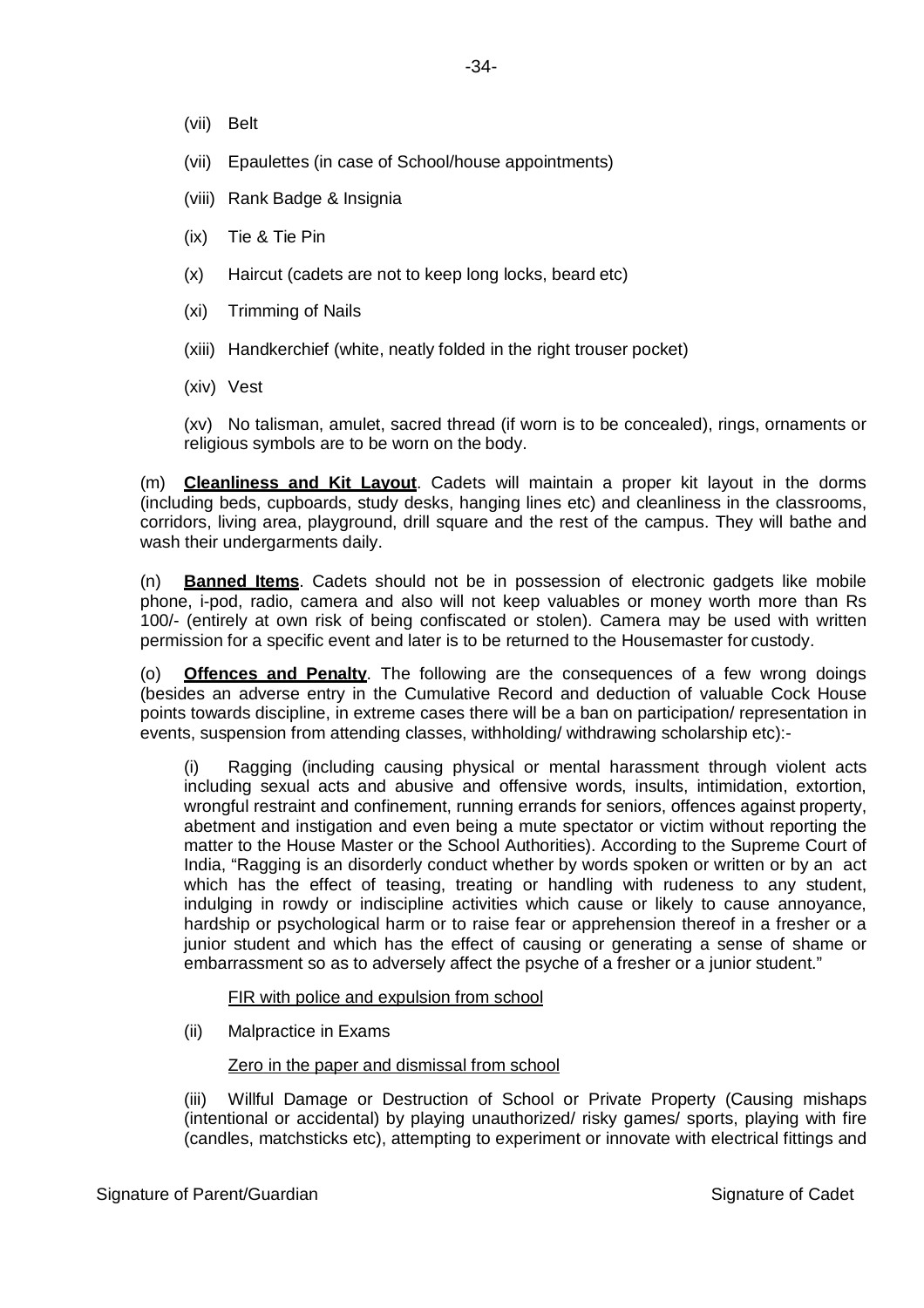(vii) Belt

(vii) Epaulettes (in case of School/house appointments)

(viii) Rank Badge & Insignia

(ix) Tie & Tie Pin

(x) Haircut (cadets are not to keep long locks, beard etc)

(xi) Trimming of Nails

(xiii) Handkerchief (white, neatly folded in the right trouser pocket)

(xiv) Vest

(xv) No talisman, amulet, sacred thread (if worn is to be concealed), rings, ornaments or religious symbols are to be worn on the body.

(m) **Cleanliness and Kit Layout**. Cadets will maintain a proper kit layout in the dorms (including beds, cupboards, study desks, hanging lines etc) and cleanliness in the classrooms, corridors, living area, playground, drill square and the rest of the campus. They will bathe and wash their undergarments daily.

(n) **Banned Items**. Cadets should not be in possession of electronic gadgets like mobile phone, i-pod, radio, camera and also will not keep valuables or money worth more than Rs 100/- (entirely at own risk of being confiscated or stolen). Camera may be used with written permission for a specific event and later is to be returned to the Housemaster for custody.

(o) **Offences and Penalty**. The following are the consequences of a few wrong doings (besides an adverse entry in the Cumulative Record and deduction of valuable Cock House points towards discipline, in extreme cases there will be a ban on participation/ representation in events, suspension from attending classes, withholding/ withdrawing scholarship etc):-

(i) Ragging (including causing physical or mental harassment through violent acts including sexual acts and abusive and offensive words, insults, intimidation, extortion, wrongful restraint and confinement, running errands for seniors, offences against property, abetment and instigation and even being a mute spectator or victim without reporting the matter to the House Master or the School Authorities). According to the Supreme Court of India, "Ragging is an disorderly conduct whether by words spoken or written or by an act which has the effect of teasing, treating or handling with rudeness to any student, indulging in rowdy or indiscipline activities which cause or likely to cause annoyance, hardship or psychological harm or to raise fear or apprehension thereof in a fresher or a junior student and which has the effect of causing or generating a sense of shame or embarrassment so as to adversely affect the psyche of a fresher or a junior student."

<u>FIR with police and expulsion from school</u>

(ii) Malpractice in Exams

<u>Zero in the paper and dismissal from school</u>

(iii) Willful Damage or Destruction of School or Private Property (Causing mishaps (intentional or accidental) by playing unauthorized/ risky games/ sports, playing with fire (candles, matchsticks etc), attempting to experiment or innovate with electrical fittings and

Signature of Parent/Guardian Signature of Cadet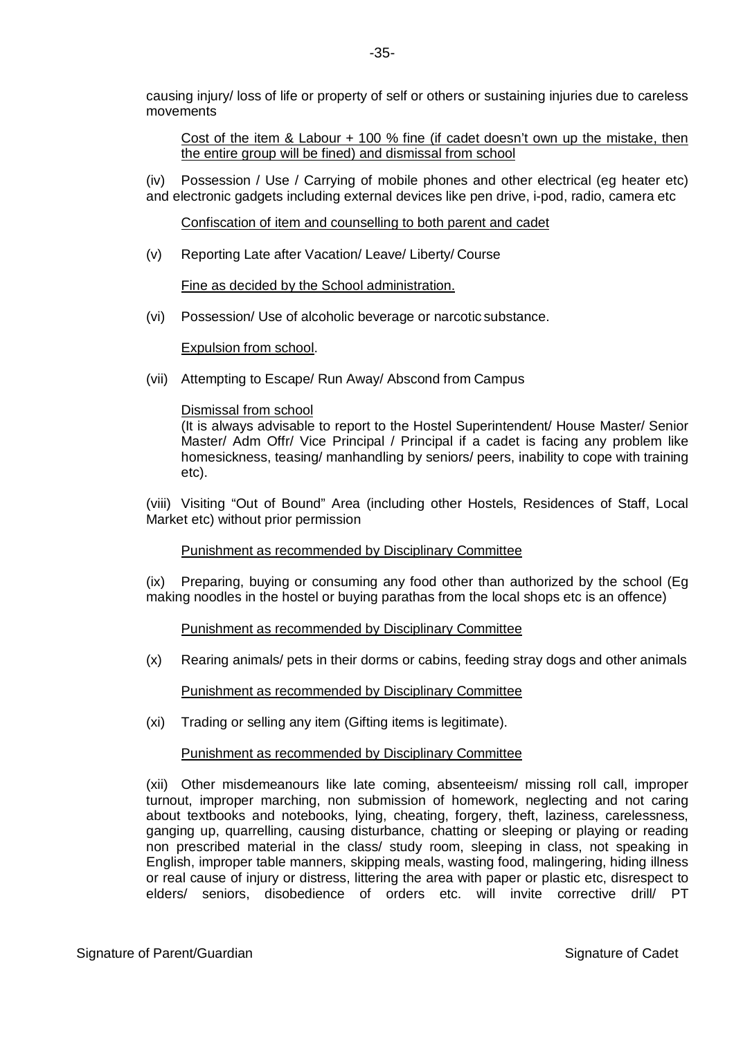causing injury/ loss of life or property of self or others or sustaining injuries due to careless movements

<u>Cost of the item & Labour + 100 % fine (if cadet doesn't own up the mistake, then the entire group will be fined) and dismissal from school</u>

(iv) Possession / Use / Carrying of mobile phones and other electrical (eg heater etc) and electronic gadgets including external devices like pen drive, i-pod, radio, camera etc

<u>Confiscation of item and counselling to both parent and cadet</u>

(v) Reporting Late after Vacation/ Leave/ Liberty/ Course

<u>Fine as decided by the School administration.</u>

(vi) Possession/ Use of alcoholic beverage or narcotic substance.

<u>Expulsion from school</u>.

(vii) Attempting to Escape/ Run Away/ Abscond from Campus

<u>Dismissal from school</u>
(It is always advisable to report to the Hostel Superintendent/ House Master/ Senior Master/ Adm Offr/ Vice Principal / Principal if a cadet is facing any problem like homesickness, teasing/ manhandling by seniors/ peers, inability to cope with training etc).

(viii) Visiting "Out of Bound" Area (including other Hostels, Residences of Staff, Local Market etc) without prior permission

<u>Punishment as recommended by Disciplinary Committee</u>

(ix) Preparing, buying or consuming any food other than authorized by the school (Eg making noodles in the hostel or buying parathas from the local shops etc is an offence)

<u>Punishment as recommended by Disciplinary Committee</u>

(x) Rearing animals/ pets in their dorms or cabins, feeding stray dogs and other animals

<u>Punishment as recommended by Disciplinary Committee</u>

(xi) Trading or selling any item (Gifting items is legitimate).

<u>Punishment as recommended by Disciplinary Committee</u>

(xii) Other misdemeanours like late coming, absenteeism/ missing roll call, improper turnout, improper marching, non submission of homework, neglecting and not caring about textbooks and notebooks, lying, cheating, forgery, theft, laziness, carelessness, ganging up, quarrelling, causing disturbance, chatting or sleeping or playing or reading non prescribed material in the class/ study room, sleeping in class, not speaking in English, improper table manners, skipping meals, wasting food, malingering, hiding illness or real cause of injury or distress, littering the area with paper or plastic etc, disrespect to elders/ seniors, disobedience of orders etc. will invite corrective drill/ PT

Signature of Parent/Guardian　　　　　　　　　　　　　　　　Signature of Cadet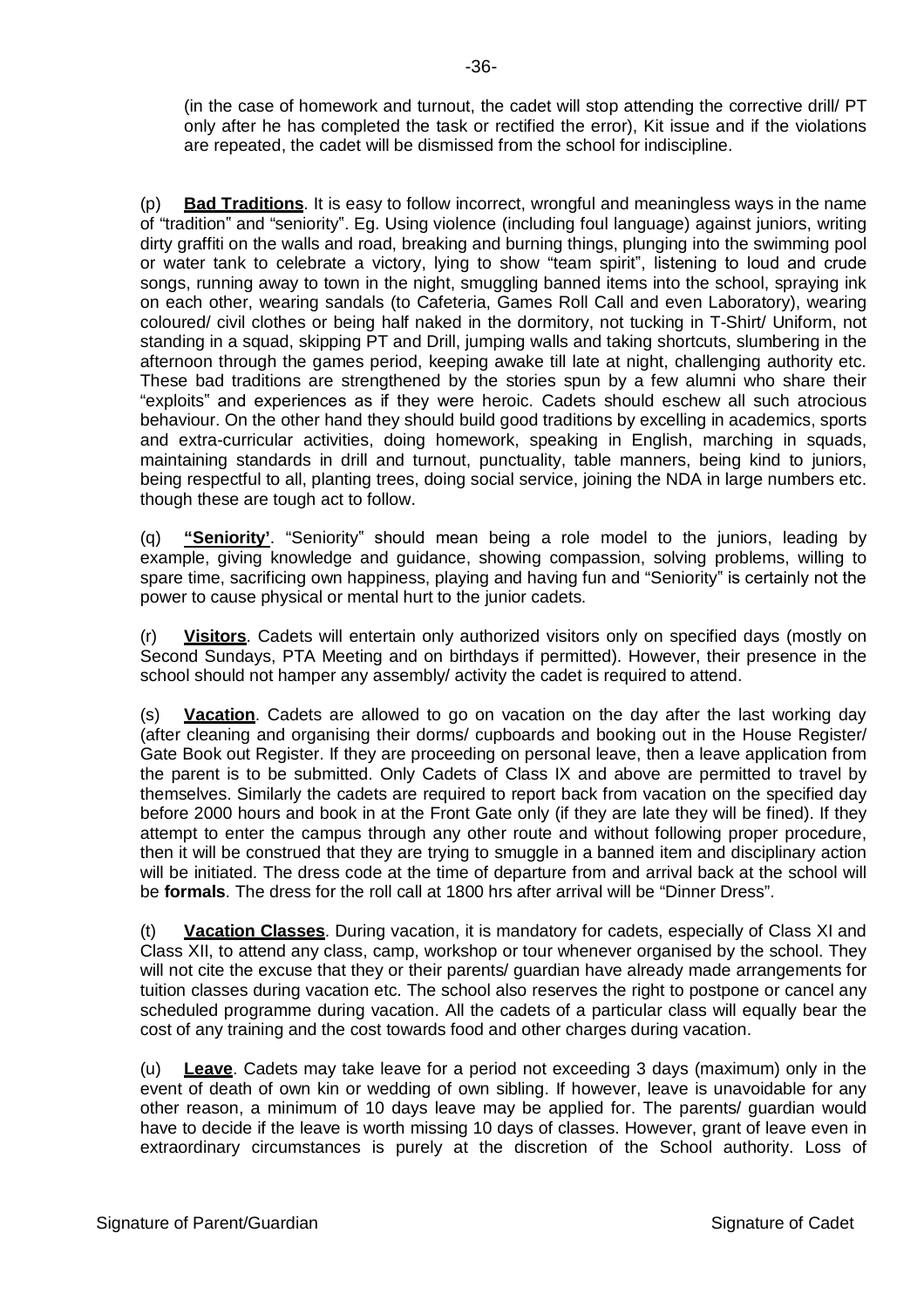(in the case of homework and turnout, the cadet will stop attending the corrective drill/ PT only after he has completed the task or rectified the error), Kit issue and if the violations are repeated, the cadet will be dismissed from the school for indiscipline.

(p) **Bad Traditions**. It is easy to follow incorrect, wrongful and meaningless ways in the name of "tradition" and "seniority". Eg. Using violence (including foul language) against juniors, writing dirty graffiti on the walls and road, breaking and burning things, plunging into the swimming pool or water tank to celebrate a victory, lying to show "team spirit", listening to loud and crude songs, running away to town in the night, smuggling banned items into the school, spraying ink on each other, wearing sandals (to Cafeteria, Games Roll Call and even Laboratory), wearing coloured/ civil clothes or being half naked in the dormitory, not tucking in T-Shirt/ Uniform, not standing in a squad, skipping PT and Drill, jumping walls and taking shortcuts, slumbering in the afternoon through the games period, keeping awake till late at night, challenging authority etc. These bad traditions are strengthened by the stories spun by a few alumni who share their "exploits" and experiences as if they were heroic. Cadets should eschew all such atrocious behaviour. On the other hand they should build good traditions by excelling in academics, sports and extra-curricular activities, doing homework, speaking in English, marching in squads, maintaining standards in drill and turnout, punctuality, table manners, being kind to juniors, being respectful to all, planting trees, doing social service, joining the NDA in large numbers etc. though these are tough act to follow.

(q) **"Seniority'**. "Seniority" should mean being a role model to the juniors, leading by example, giving knowledge and guidance, showing compassion, solving problems, willing to spare time, sacrificing own happiness, playing and having fun and "Seniority" is certainly not the power to cause physical or mental hurt to the junior cadets.

(r) **Visitors**. Cadets will entertain only authorized visitors only on specified days (mostly on Second Sundays, PTA Meeting and on birthdays if permitted). However, their presence in the school should not hamper any assembly/ activity the cadet is required to attend.

(s) **Vacation**. Cadets are allowed to go on vacation on the day after the last working day (after cleaning and organising their dorms/ cupboards and booking out in the House Register/ Gate Book out Register. If they are proceeding on personal leave, then a leave application from the parent is to be submitted. Only Cadets of Class IX and above are permitted to travel by themselves. Similarly the cadets are required to report back from vacation on the specified day before 2000 hours and book in at the Front Gate only (if they are late they will be fined). If they attempt to enter the campus through any other route and without following proper procedure, then it will be construed that they are trying to smuggle in a banned item and disciplinary action will be initiated. The dress code at the time of departure from and arrival back at the school will be **formals**. The dress for the roll call at 1800 hrs after arrival will be "Dinner Dress".

(t) **Vacation Classes**. During vacation, it is mandatory for cadets, especially of Class XI and Class XII, to attend any class, camp, workshop or tour whenever organised by the school. They will not cite the excuse that they or their parents/ guardian have already made arrangements for tuition classes during vacation etc. The school also reserves the right to postpone or cancel any scheduled programme during vacation. All the cadets of a particular class will equally bear the cost of any training and the cost towards food and other charges during vacation.

(u) **Leave**. Cadets may take leave for a period not exceeding 3 days (maximum) only in the event of death of own kin or wedding of own sibling. If however, leave is unavoidable for any other reason, a minimum of 10 days leave may be applied for. The parents/ guardian would have to decide if the leave is worth missing 10 days of classes. However, grant of leave even in extraordinary circumstances is purely at the discretion of the School authority. Loss of

Signature of Parent/Guardian Signature of Cadet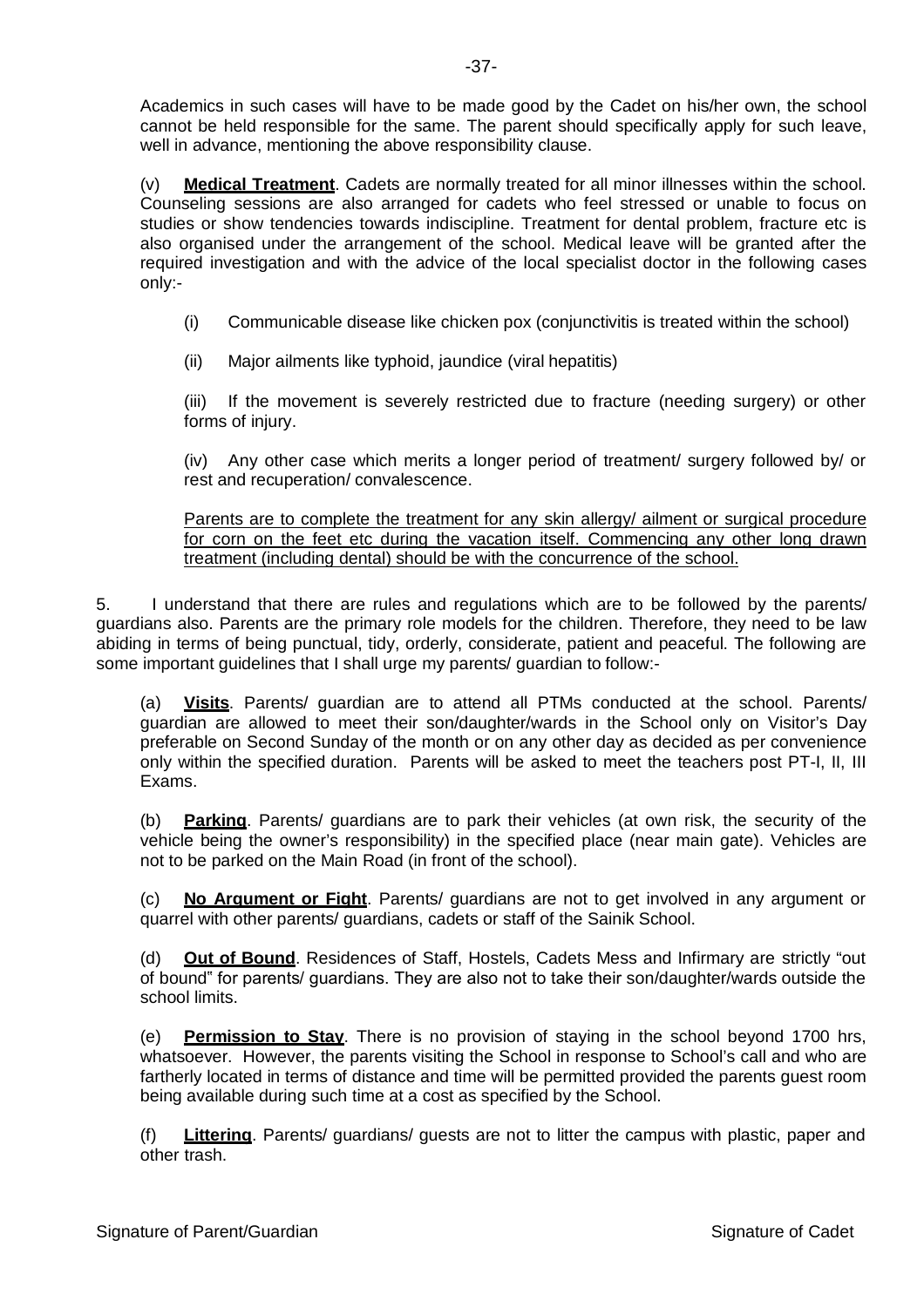Academics in such cases will have to be made good by the Cadet on his/her own, the school cannot be held responsible for the same. The parent should specifically apply for such leave, well in advance, mentioning the above responsibility clause.

(v) <u>**Medical Treatment**</u>. Cadets are normally treated for all minor illnesses within the school. Counseling sessions are also arranged for cadets who feel stressed or unable to focus on studies or show tendencies towards indiscipline. Treatment for dental problem, fracture etc is also organised under the arrangement of the school. Medical leave will be granted after the required investigation and with the advice of the local specialist doctor in the following cases only:-

(i) Communicable disease like chicken pox (conjunctivitis is treated within the school)

(ii) Major ailments like typhoid, jaundice (viral hepatitis)

(iii) If the movement is severely restricted due to fracture (needing surgery) or other forms of injury.

(iv) Any other case which merits a longer period of treatment/ surgery followed by/ or rest and recuperation/ convalescence.

<u>Parents are to complete the treatment for any skin allergy/ ailment or surgical procedure for corn on the feet etc during the vacation itself. Commencing any other long drawn treatment (including dental) should be with the concurrence of the school.</u>

5. I understand that there are rules and regulations which are to be followed by the parents/ guardians also. Parents are the primary role models for the children. Therefore, they need to be law abiding in terms of being punctual, tidy, orderly, considerate, patient and peaceful. The following are some important guidelines that I shall urge my parents/ guardian to follow:-

(a) <u>**Visits**</u>. Parents/ guardian are to attend all PTMs conducted at the school. Parents/ guardian are allowed to meet their son/daughter/wards in the School only on Visitor's Day preferable on Second Sunday of the month or on any other day as decided as per convenience only within the specified duration. Parents will be asked to meet the teachers post PT-I, II, III Exams.

(b) <u>**Parking**</u>. Parents/ guardians are to park their vehicles (at own risk, the security of the vehicle being the owner's responsibility) in the specified place (near main gate). Vehicles are not to be parked on the Main Road (in front of the school).

(c) <u>**No Argument or Fight**</u>. Parents/ guardians are not to get involved in any argument or quarrel with other parents/ guardians, cadets or staff of the Sainik School.

(d) <u>**Out of Bound**</u>. Residences of Staff, Hostels, Cadets Mess and Infirmary are strictly "out of bound" for parents/ guardians. They are also not to take their son/daughter/wards outside the school limits.

(e) <u>**Permission to Stay**</u>. There is no provision of staying in the school beyond 1700 hrs, whatsoever. However, the parents visiting the School in response to School's call and who are fartherly located in terms of distance and time will be permitted provided the parents guest room being available during such time at a cost as specified by the School.

(f) <u>**Littering**</u>. Parents/ guardians/ guests are not to litter the campus with plastic, paper and other trash.

Signature of Parent/Guardian                                                                 Signature of Cadet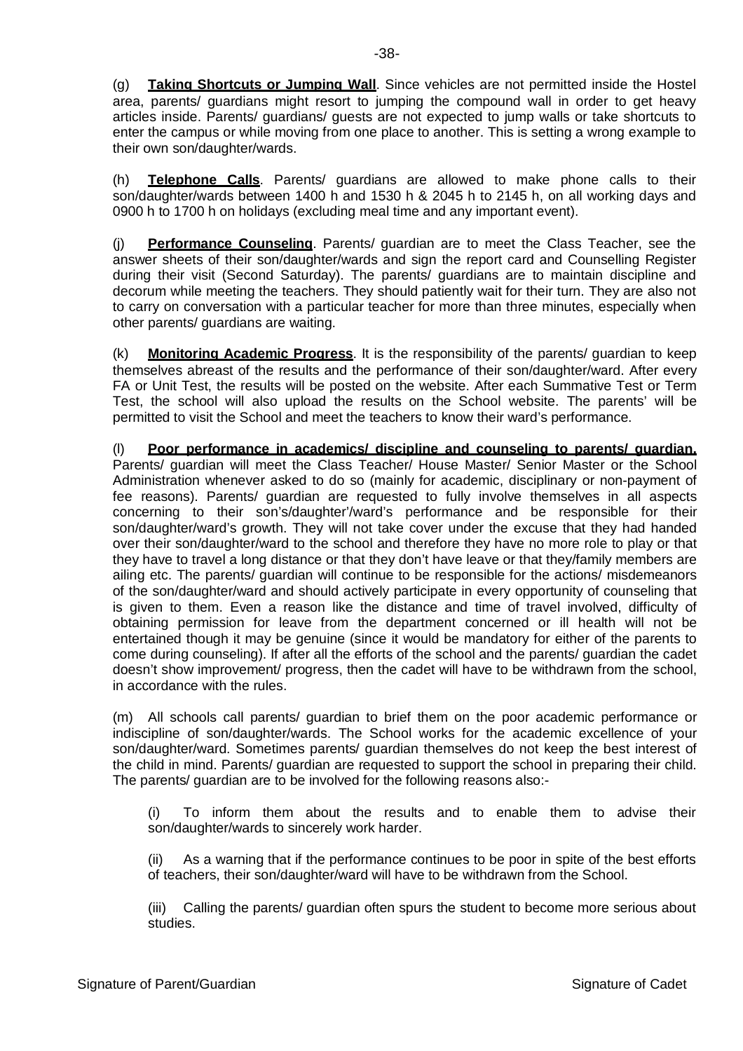(g) **Taking Shortcuts or Jumping Wall**. Since vehicles are not permitted inside the Hostel area, parents/ guardians might resort to jumping the compound wall in order to get heavy articles inside. Parents/ guardians/ guests are not expected to jump walls or take shortcuts to enter the campus or while moving from one place to another. This is setting a wrong example to their own son/daughter/wards.

(h) **Telephone Calls**. Parents/ guardians are allowed to make phone calls to their son/daughter/wards between 1400 h and 1530 h & 2045 h to 2145 h, on all working days and 0900 h to 1700 h on holidays (excluding meal time and any important event).

(j) **Performance Counseling**. Parents/ guardian are to meet the Class Teacher, see the answer sheets of their son/daughter/wards and sign the report card and Counselling Register during their visit (Second Saturday). The parents/ guardians are to maintain discipline and decorum while meeting the teachers. They should patiently wait for their turn. They are also not to carry on conversation with a particular teacher for more than three minutes, especially when other parents/ guardians are waiting.

(k) **Monitoring Academic Progress**. It is the responsibility of the parents/ guardian to keep themselves abreast of the results and the performance of their son/daughter/ward. After every FA or Unit Test, the results will be posted on the website. After each Summative Test or Term Test, the school will also upload the results on the School website. The parents' will be permitted to visit the School and meet the teachers to know their ward's performance.

(l) **Poor performance in academics/ discipline and counseling to parents/ guardian.** Parents/ guardian will meet the Class Teacher/ House Master/ Senior Master or the School Administration whenever asked to do so (mainly for academic, disciplinary or non-payment of fee reasons). Parents/ guardian are requested to fully involve themselves in all aspects concerning to their son's/daughter'/ward's performance and be responsible for their son/daughter/ward's growth. They will not take cover under the excuse that they had handed over their son/daughter/ward to the school and therefore they have no more role to play or that they have to travel a long distance or that they don't have leave or that they/family members are ailing etc. The parents/ guardian will continue to be responsible for the actions/ misdemeanors of the son/daughter/ward and should actively participate in every opportunity of counseling that is given to them. Even a reason like the distance and time of travel involved, difficulty of obtaining permission for leave from the department concerned or ill health will not be entertained though it may be genuine (since it would be mandatory for either of the parents to come during counseling). If after all the efforts of the school and the parents/ guardian the cadet doesn't show improvement/ progress, then the cadet will have to be withdrawn from the school, in accordance with the rules.

(m) All schools call parents/ guardian to brief them on the poor academic performance or indiscipline of son/daughter/wards. The School works for the academic excellence of your son/daughter/ward. Sometimes parents/ guardian themselves do not keep the best interest of the child in mind. Parents/ guardian are requested to support the school in preparing their child. The parents/ guardian are to be involved for the following reasons also:-

(i) To inform them about the results and to enable them to advise their son/daughter/wards to sincerely work harder.

(ii) As a warning that if the performance continues to be poor in spite of the best efforts of teachers, their son/daughter/ward will have to be withdrawn from the School.

(iii) Calling the parents/ guardian often spurs the student to become more serious about studies.

Signature of Parent/Guardian Signature of Cadet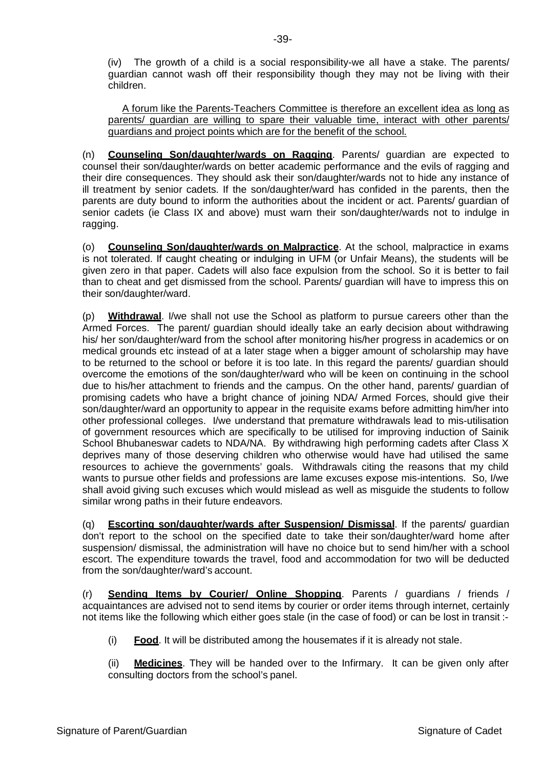(iv) The growth of a child is a social responsibility-we all have a stake. The parents/ guardian cannot wash off their responsibility though they may not be living with their children.

<u>A forum like the Parents-Teachers Committee is therefore an excellent idea as long as parents/ guardian are willing to spare their valuable time, interact with other parents/ guardians and project points which are for the benefit of the school.</u>

(n) **<u>Counseling Son/daughter/wards on Ragging</u>**. Parents/ guardian are expected to counsel their son/daughter/wards on better academic performance and the evils of ragging and their dire consequences. They should ask their son/daughter/wards not to hide any instance of ill treatment by senior cadets. If the son/daughter/ward has confided in the parents, then the parents are duty bound to inform the authorities about the incident or act. Parents/ guardian of senior cadets (ie Class IX and above) must warn their son/daughter/wards not to indulge in ragging.

(o) **<u>Counseling Son/daughter/wards on Malpractice</u>**. At the school, malpractice in exams is not tolerated. If caught cheating or indulging in UFM (or Unfair Means), the students will be given zero in that paper. Cadets will also face expulsion from the school. So it is better to fail than to cheat and get dismissed from the school. Parents/ guardian will have to impress this on their son/daughter/ward.

(p) **<u>Withdrawal</u>**. I/we shall not use the School as platform to pursue careers other than the Armed Forces. The parent/ guardian should ideally take an early decision about withdrawing his/ her son/daughter/ward from the school after monitoring his/her progress in academics or on medical grounds etc instead of at a later stage when a bigger amount of scholarship may have to be returned to the school or before it is too late. In this regard the parents/ guardian should overcome the emotions of the son/daughter/ward who will be keen on continuing in the school due to his/her attachment to friends and the campus. On the other hand, parents/ guardian of promising cadets who have a bright chance of joining NDA/ Armed Forces, should give their son/daughter/ward an opportunity to appear in the requisite exams before admitting him/her into other professional colleges. I/we understand that premature withdrawals lead to mis-utilisation of government resources which are specifically to be utilised for improving induction of Sainik School Bhubaneswar cadets to NDA/NA. By withdrawing high performing cadets after Class X deprives many of those deserving children who otherwise would have had utilised the same resources to achieve the governments' goals. Withdrawals citing the reasons that my child wants to pursue other fields and professions are lame excuses expose mis-intentions. So, I/we shall avoid giving such excuses which would mislead as well as misguide the students to follow similar wrong paths in their future endeavors.

(q) **<u>Escorting son/daughter/wards after Suspension/ Dismissal</u>**. If the parents/ guardian don't report to the school on the specified date to take their son/daughter/ward home after suspension/ dismissal, the administration will have no choice but to send him/her with a school escort. The expenditure towards the travel, food and accommodation for two will be deducted from the son/daughter/ward's account.

(r) **<u>Sending Items by Courier/ Online Shopping</u>**. Parents / guardians / friends / acquaintances are advised not to send items by courier or order items through internet, certainly not items like the following which either goes stale (in the case of food) or can be lost in transit :-

(i) **<u>Food</u>**. It will be distributed among the housemates if it is already not stale.

(ii) **<u>Medicines</u>**. They will be handed over to the Infirmary. It can be given only after consulting doctors from the school's panel.

Signature of Parent/Guardian                                                                 Signature of Cadet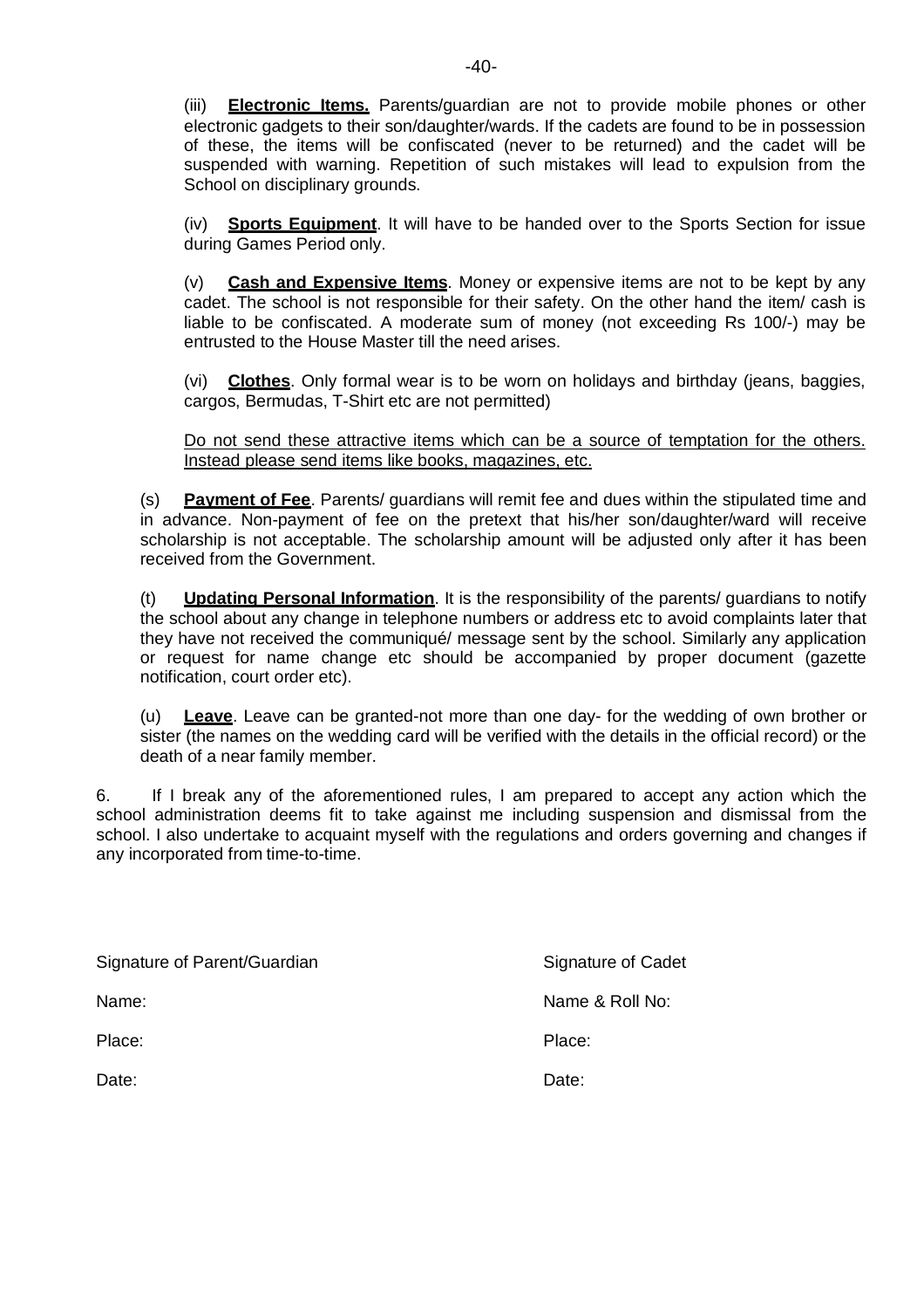(iii) **Electronic Items.** Parents/guardian are not to provide mobile phones or other electronic gadgets to their son/daughter/wards. If the cadets are found to be in possession of these, the items will be confiscated (never to be returned) and the cadet will be suspended with warning. Repetition of such mistakes will lead to expulsion from the School on disciplinary grounds.

(iv) **Sports Equipment**. It will have to be handed over to the Sports Section for issue during Games Period only.

(v) **Cash and Expensive Items**. Money or expensive items are not to be kept by any cadet. The school is not responsible for their safety. On the other hand the item/ cash is liable to be confiscated. A moderate sum of money (not exceeding Rs 100/-) may be entrusted to the House Master till the need arises.

(vi) **Clothes**. Only formal wear is to be worn on holidays and birthday (jeans, baggies, cargos, Bermudas, T-Shirt etc are not permitted)

<u>Do not send these attractive items which can be a source of temptation for the others. Instead please send items like books, magazines, etc.</u>

(s) **Payment of Fee**. Parents/ guardians will remit fee and dues within the stipulated time and in advance. Non-payment of fee on the pretext that his/her son/daughter/ward will receive scholarship is not acceptable. The scholarship amount will be adjusted only after it has been received from the Government.

(t) **Updating Personal Information**. It is the responsibility of the parents/ guardians to notify the school about any change in telephone numbers or address etc to avoid complaints later that they have not received the communiqué/ message sent by the school. Similarly any application or request for name change etc should be accompanied by proper document (gazette notification, court order etc).

(u) **Leave**. Leave can be granted-not more than one day- for the wedding of own brother or sister (the names on the wedding card will be verified with the details in the official record) or the death of a near family member.

6. If I break any of the aforementioned rules, I am prepared to accept any action which the school administration deems fit to take against me including suspension and dismissal from the school. I also undertake to acquaint myself with the regulations and orders governing and changes if any incorporated from time-to-time.

| | |
|---|---|
| Signature of Parent/Guardian | Signature of Cadet |
| Name: | Name & Roll No: |
| Place: | Place: |
| Date: | Date: |